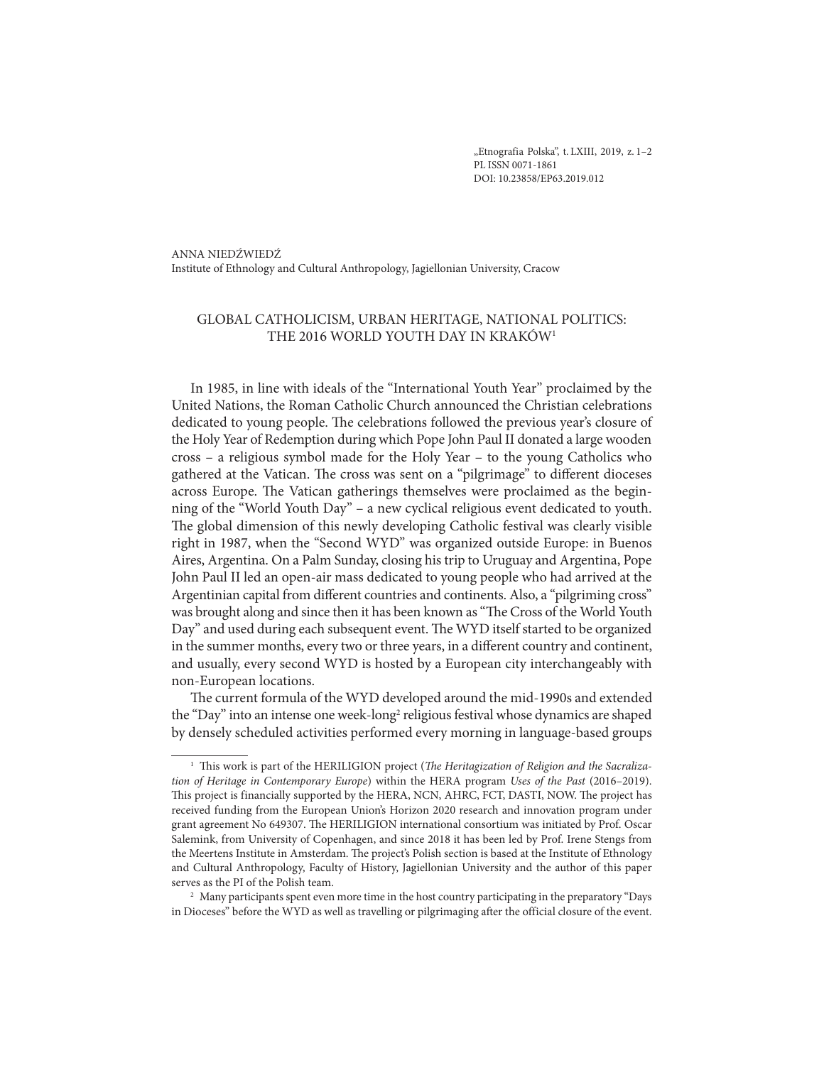„Etnografia Polska", t. LXIII, 2019, z. 1–2
PL ISSN 0071-1861
DOI: 10.23858/EP63.2019.012

ANNA NIEDŹWIEDŹ
Institute of Ethnology and Cultural Anthropology, Jagiellonian University, Cracow

# GLOBAL CATHOLICISM, URBAN HERITAGE, NATIONAL POLITICS: THE 2016 WORLD YOUTH DAY IN KRAKÓW[1]

In 1985, in line with ideals of the "International Youth Year" proclaimed by the United Nations, the Roman Catholic Church announced the Christian celebrations dedicated to young people. The celebrations followed the previous year's closure of the Holy Year of Redemption during which Pope John Paul II donated a large wooden cross – a religious symbol made for the Holy Year – to the young Catholics who gathered at the Vatican. The cross was sent on a "pilgrimage" to different dioceses across Europe. The Vatican gatherings themselves were proclaimed as the beginning of the "World Youth Day" – a new cyclical religious event dedicated to youth. The global dimension of this newly developing Catholic festival was clearly visible right in 1987, when the "Second WYD" was organized outside Europe: in Buenos Aires, Argentina. On a Palm Sunday, closing his trip to Uruguay and Argentina, Pope John Paul II led an open-air mass dedicated to young people who had arrived at the Argentinian capital from different countries and continents. Also, a "pilgriming cross" was brought along and since then it has been known as "The Cross of the World Youth Day" and used during each subsequent event. The WYD itself started to be organized in the summer months, every two or three years, in a different country and continent, and usually, every second WYD is hosted by a European city interchangeably with non-European locations.

The current formula of the WYD developed around the mid-1990s and extended the "Day" into an intense one week-long[2] religious festival whose dynamics are shaped by densely scheduled activities performed every morning in language-based groups

---

[1] This work is part of the HERILIGION project (*The Heritagization of Religion and the Sacralization of Heritage in Contemporary Europe*) within the HERA program *Uses of the Past* (2016–2019). This project is financially supported by the HERA, NCN, AHRC, FCT, DASTI, NOW. The project has received funding from the European Union's Horizon 2020 research and innovation program under grant agreement No 649307. The HERILIGION international consortium was initiated by Prof. Oscar Salemink, from University of Copenhagen, and since 2018 it has been led by Prof. Irene Stengs from the Meertens Institute in Amsterdam. The project's Polish section is based at the Institute of Ethnology and Cultural Anthropology, Faculty of History, Jagiellonian University and the author of this paper serves as the PI of the Polish team.

[2] Many participants spent even more time in the host country participating in the preparatory "Days in Dioceses" before the WYD as well as travelling or pilgrimaging after the official closure of the event.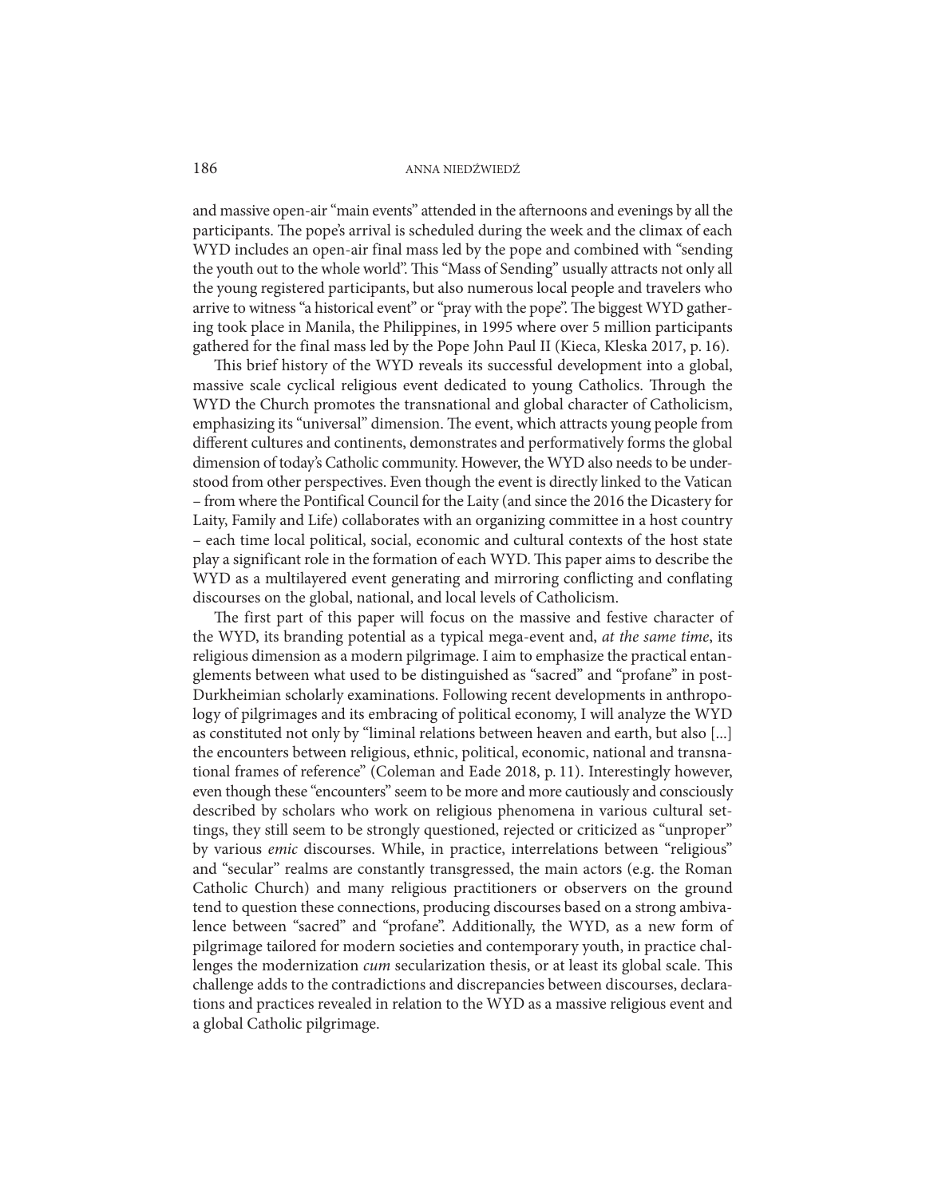and massive open-air "main events" attended in the afternoons and evenings by all the participants. The pope's arrival is scheduled during the week and the climax of each WYD includes an open-air final mass led by the pope and combined with "sending the youth out to the whole world". This "Mass of Sending" usually attracts not only all the young registered participants, but also numerous local people and travelers who arrive to witness "a historical event" or "pray with the pope". The biggest WYD gathering took place in Manila, the Philippines, in 1995 where over 5 million participants gathered for the final mass led by the Pope John Paul II (Kieca, Kleska 2017, p. 16).

This brief history of the WYD reveals its successful development into a global, massive scale cyclical religious event dedicated to young Catholics. Through the WYD the Church promotes the transnational and global character of Catholicism, emphasizing its "universal" dimension. The event, which attracts young people from different cultures and continents, demonstrates and performatively forms the global dimension of today's Catholic community. However, the WYD also needs to be understood from other perspectives. Even though the event is directly linked to the Vatican – from where the Pontifical Council for the Laity (and since the 2016 the Dicastery for Laity, Family and Life) collaborates with an organizing committee in a host country – each time local political, social, economic and cultural contexts of the host state play a significant role in the formation of each WYD. This paper aims to describe the WYD as a multilayered event generating and mirroring conflicting and conflating discourses on the global, national, and local levels of Catholicism.

The first part of this paper will focus on the massive and festive character of the WYD, its branding potential as a typical mega-event and, *at the same time*, its religious dimension as a modern pilgrimage. I aim to emphasize the practical entanglements between what used to be distinguished as "sacred" and "profane" in post-Durkheimian scholarly examinations. Following recent developments in anthropology of pilgrimages and its embracing of political economy, I will analyze the WYD as constituted not only by "liminal relations between heaven and earth, but also [...] the encounters between religious, ethnic, political, economic, national and transnational frames of reference" (Coleman and Eade 2018, p. 11). Interestingly however, even though these "encounters" seem to be more and more cautiously and consciously described by scholars who work on religious phenomena in various cultural settings, they still seem to be strongly questioned, rejected or criticized as "unproper" by various *emic* discourses. While, in practice, interrelations between "religious" and "secular" realms are constantly transgressed, the main actors (e.g. the Roman Catholic Church) and many religious practitioners or observers on the ground tend to question these connections, producing discourses based on a strong ambivalence between "sacred" and "profane". Additionally, the WYD, as a new form of pilgrimage tailored for modern societies and contemporary youth, in practice challenges the modernization *cum* secularization thesis, or at least its global scale. This challenge adds to the contradictions and discrepancies between discourses, declarations and practices revealed in relation to the WYD as a massive religious event and a global Catholic pilgrimage.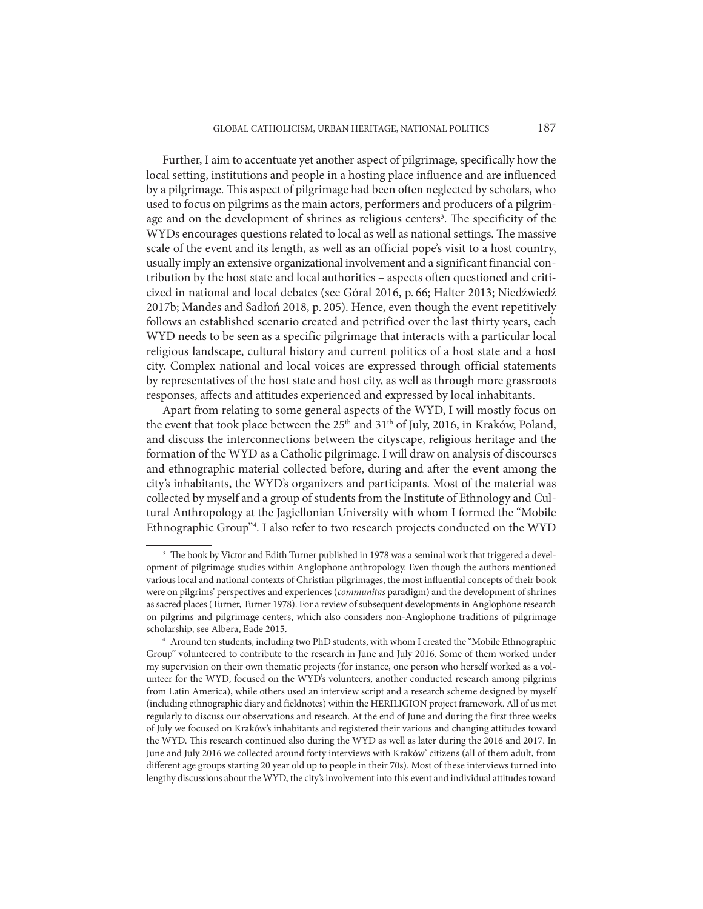Further, I aim to accentuate yet another aspect of pilgrimage, specifically how the local setting, institutions and people in a hosting place influence and are influenced by a pilgrimage. This aspect of pilgrimage had been often neglected by scholars, who used to focus on pilgrims as the main actors, performers and producers of a pilgrimage and on the development of shrines as religious centers[3]. The specificity of the WYDs encourages questions related to local as well as national settings. The massive scale of the event and its length, as well as an official pope's visit to a host country, usually imply an extensive organizational involvement and a significant financial contribution by the host state and local authorities – aspects often questioned and criticized in national and local debates (see Góral 2016, p. 66; Halter 2013; Niedźwiedź 2017b; Mandes and Sadłoń 2018, p. 205). Hence, even though the event repetitively follows an established scenario created and petrified over the last thirty years, each WYD needs to be seen as a specific pilgrimage that interacts with a particular local religious landscape, cultural history and current politics of a host state and a host city. Complex national and local voices are expressed through official statements by representatives of the host state and host city, as well as through more grassroots responses, affects and attitudes experienced and expressed by local inhabitants.

Apart from relating to some general aspects of the WYD, I will mostly focus on the event that took place between the 25th and 31th of July, 2016, in Kraków, Poland, and discuss the interconnections between the cityscape, religious heritage and the formation of the WYD as a Catholic pilgrimage. I will draw on analysis of discourses and ethnographic material collected before, during and after the event among the city's inhabitants, the WYD's organizers and participants. Most of the material was collected by myself and a group of students from the Institute of Ethnology and Cultural Anthropology at the Jagiellonian University with whom I formed the "Mobile Ethnographic Group"[4]. I also refer to two research projects conducted on the WYD

[3] The book by Victor and Edith Turner published in 1978 was a seminal work that triggered a development of pilgrimage studies within Anglophone anthropology. Even though the authors mentioned various local and national contexts of Christian pilgrimages, the most influential concepts of their book were on pilgrims' perspectives and experiences (*communitas* paradigm) and the development of shrines as sacred places (Turner, Turner 1978). For a review of subsequent developments in Anglophone research on pilgrims and pilgrimage centers, which also considers non-Anglophone traditions of pilgrimage scholarship, see Albera, Eade 2015.

[4] Around ten students, including two PhD students, with whom I created the "Mobile Ethnographic Group" volunteered to contribute to the research in June and July 2016. Some of them worked under my supervision on their own thematic projects (for instance, one person who herself worked as a volunteer for the WYD, focused on the WYD's volunteers, another conducted research among pilgrims from Latin America), while others used an interview script and a research scheme designed by myself (including ethnographic diary and fieldnotes) within the HERILIGION project framework. All of us met regularly to discuss our observations and research. At the end of June and during the first three weeks of July we focused on Kraków's inhabitants and registered their various and changing attitudes toward the WYD. This research continued also during the WYD as well as later during the 2016 and 2017. In June and July 2016 we collected around forty interviews with Kraków' citizens (all of them adult, from different age groups starting 20 year old up to people in their 70s). Most of these interviews turned into lengthy discussions about the WYD, the city's involvement into this event and individual attitudes toward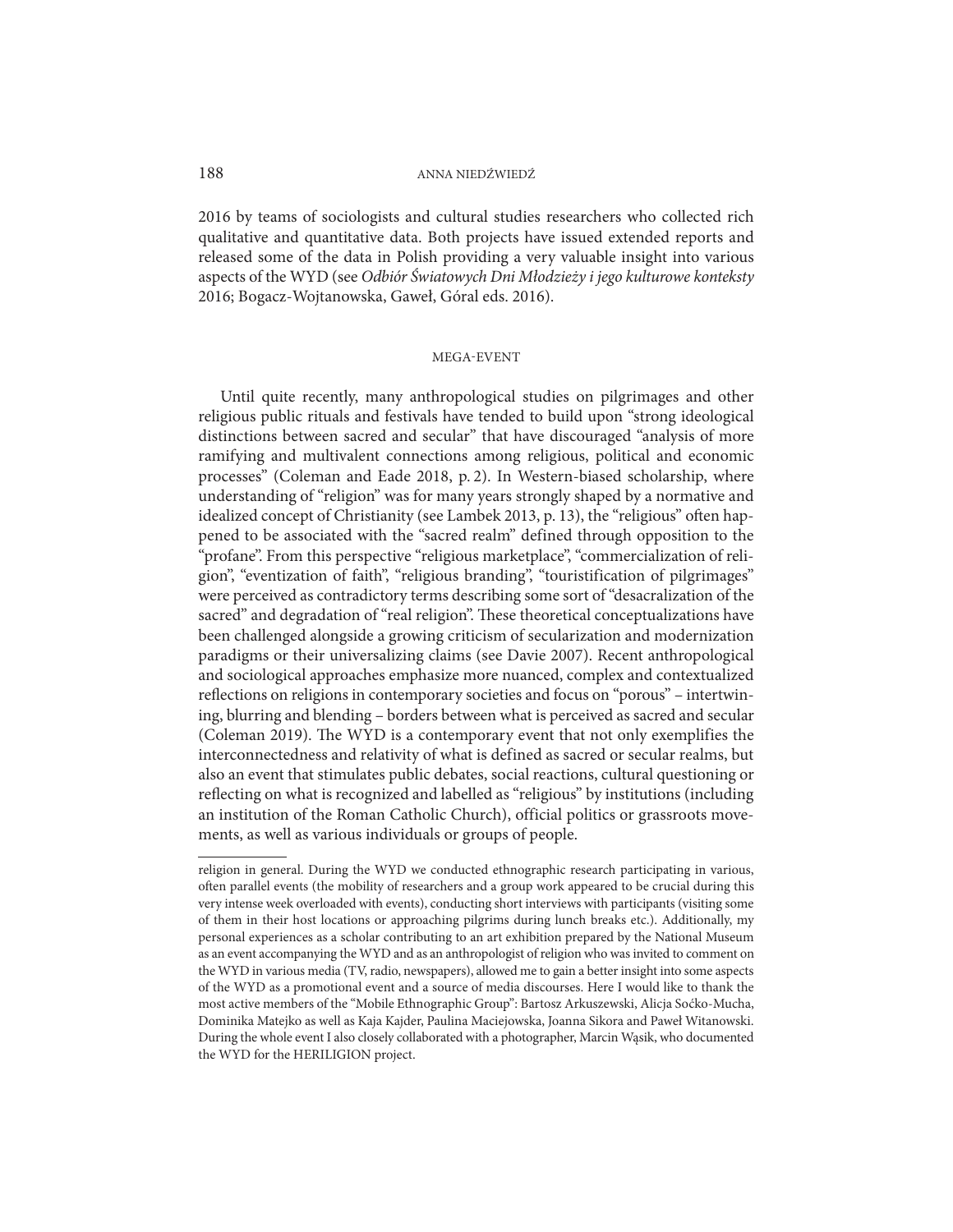2016 by teams of sociologists and cultural studies researchers who collected rich qualitative and quantitative data. Both projects have issued extended reports and released some of the data in Polish providing a very valuable insight into various aspects of the WYD (see *Odbiór Światowych Dni Młodzieży i jego kulturowe konteksty* 2016; Bogacz-Wojtanowska, Gaweł, Góral eds. 2016).

## MEGA-EVENT

Until quite recently, many anthropological studies on pilgrimages and other religious public rituals and festivals have tended to build upon "strong ideological distinctions between sacred and secular" that have discouraged "analysis of more ramifying and multivalent connections among religious, political and economic processes" (Coleman and Eade 2018, p. 2). In Western-biased scholarship, where understanding of "religion" was for many years strongly shaped by a normative and idealized concept of Christianity (see Lambek 2013, p. 13), the "religious" often happened to be associated with the "sacred realm" defined through opposition to the "profane". From this perspective "religious marketplace", "commercialization of religion", "eventization of faith", "religious branding", "touristification of pilgrimages" were perceived as contradictory terms describing some sort of "desacralization of the sacred" and degradation of "real religion". These theoretical conceptualizations have been challenged alongside a growing criticism of secularization and modernization paradigms or their universalizing claims (see Davie 2007). Recent anthropological and sociological approaches emphasize more nuanced, complex and contextualized reflections on religions in contemporary societies and focus on "porous" – intertwining, blurring and blending – borders between what is perceived as sacred and secular (Coleman 2019). The WYD is a contemporary event that not only exemplifies the interconnectedness and relativity of what is defined as sacred or secular realms, but also an event that stimulates public debates, social reactions, cultural questioning or reflecting on what is recognized and labelled as "religious" by institutions (including an institution of the Roman Catholic Church), official politics or grassroots movements, as well as various individuals or groups of people.

---

religion in general. During the WYD we conducted ethnographic research participating in various, often parallel events (the mobility of researchers and a group work appeared to be crucial during this very intense week overloaded with events), conducting short interviews with participants (visiting some of them in their host locations or approaching pilgrims during lunch breaks etc.). Additionally, my personal experiences as a scholar contributing to an art exhibition prepared by the National Museum as an event accompanying the WYD and as an anthropologist of religion who was invited to comment on the WYD in various media (TV, radio, newspapers), allowed me to gain a better insight into some aspects of the WYD as a promotional event and a source of media discourses. Here I would like to thank the most active members of the "Mobile Ethnographic Group": Bartosz Arkuszewski, Alicja Soćko-Mucha, Dominika Matejko as well as Kaja Kajder, Paulina Maciejowska, Joanna Sikora and Paweł Witanowski. During the whole event I also closely collaborated with a photographer, Marcin Wąsik, who documented the WYD for the HERILIGION project.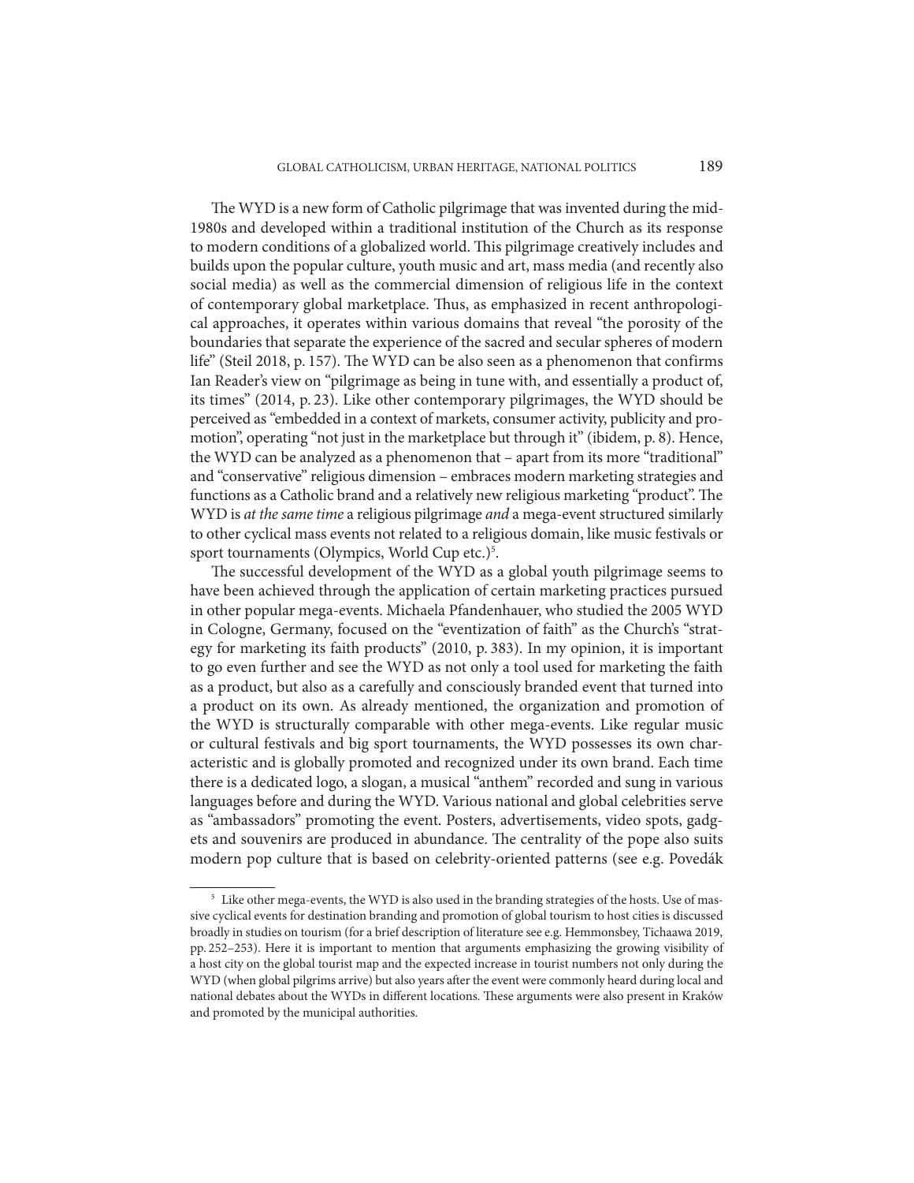The WYD is a new form of Catholic pilgrimage that was invented during the mid-1980s and developed within a traditional institution of the Church as its response to modern conditions of a globalized world. This pilgrimage creatively includes and builds upon the popular culture, youth music and art, mass media (and recently also social media) as well as the commercial dimension of religious life in the context of contemporary global marketplace. Thus, as emphasized in recent anthropological approaches, it operates within various domains that reveal "the porosity of the boundaries that separate the experience of the sacred and secular spheres of modern life" (Steil 2018, p. 157). The WYD can be also seen as a phenomenon that confirms Ian Reader's view on "pilgrimage as being in tune with, and essentially a product of, its times" (2014, p. 23). Like other contemporary pilgrimages, the WYD should be perceived as "embedded in a context of markets, consumer activity, publicity and promotion", operating "not just in the marketplace but through it" (ibidem, p. 8). Hence, the WYD can be analyzed as a phenomenon that – apart from its more "traditional" and "conservative" religious dimension – embraces modern marketing strategies and functions as a Catholic brand and a relatively new religious marketing "product". The WYD is *at the same time* a religious pilgrimage *and* a mega-event structured similarly to other cyclical mass events not related to a religious domain, like music festivals or sport tournaments (Olympics, World Cup etc.)[5].

The successful development of the WYD as a global youth pilgrimage seems to have been achieved through the application of certain marketing practices pursued in other popular mega-events. Michaela Pfandenhauer, who studied the 2005 WYD in Cologne, Germany, focused on the "eventization of faith" as the Church's "strategy for marketing its faith products" (2010, p. 383). In my opinion, it is important to go even further and see the WYD as not only a tool used for marketing the faith as a product, but also as a carefully and consciously branded event that turned into a product on its own. As already mentioned, the organization and promotion of the WYD is structurally comparable with other mega-events. Like regular music or cultural festivals and big sport tournaments, the WYD possesses its own characteristic and is globally promoted and recognized under its own brand. Each time there is a dedicated logo, a slogan, a musical "anthem" recorded and sung in various languages before and during the WYD. Various national and global celebrities serve as "ambassadors" promoting the event. Posters, advertisements, video spots, gadgets and souvenirs are produced in abundance. The centrality of the pope also suits modern pop culture that is based on celebrity-oriented patterns (see e.g. Povedák

[5] Like other mega-events, the WYD is also used in the branding strategies of the hosts. Use of massive cyclical events for destination branding and promotion of global tourism to host cities is discussed broadly in studies on tourism (for a brief description of literature see e.g. Hemmonsbey, Tichaawa 2019, pp. 252–253). Here it is important to mention that arguments emphasizing the growing visibility of a host city on the global tourist map and the expected increase in tourist numbers not only during the WYD (when global pilgrims arrive) but also years after the event were commonly heard during local and national debates about the WYDs in different locations. These arguments were also present in Kraków and promoted by the municipal authorities.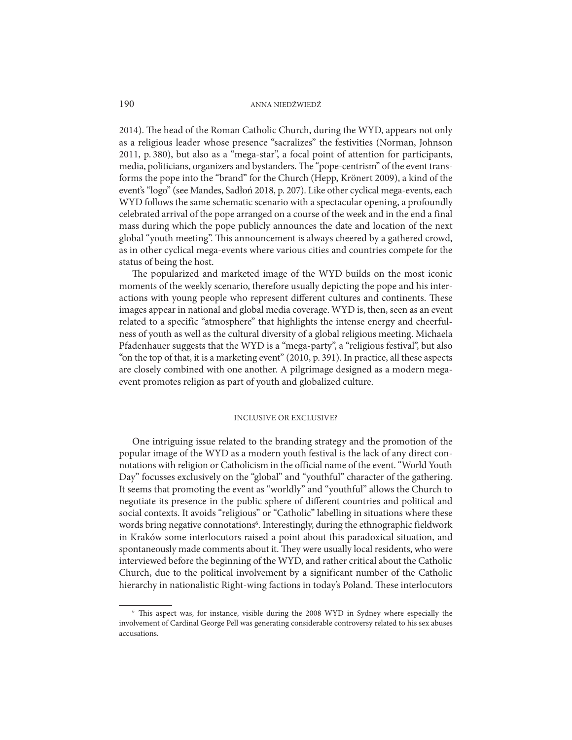2014). The head of the Roman Catholic Church, during the WYD, appears not only as a religious leader whose presence "sacralizes" the festivities (Norman, Johnson 2011, p. 380), but also as a "mega-star", a focal point of attention for participants, media, politicians, organizers and bystanders. The "pope-centrism" of the event transforms the pope into the "brand" for the Church (Hepp, Krönert 2009), a kind of the event's "logo" (see Mandes, Sadłoń 2018, p. 207). Like other cyclical mega-events, each WYD follows the same schematic scenario with a spectacular opening, a profoundly celebrated arrival of the pope arranged on a course of the week and in the end a final mass during which the pope publicly announces the date and location of the next global "youth meeting". This announcement is always cheered by a gathered crowd, as in other cyclical mega-events where various cities and countries compete for the status of being the host.

The popularized and marketed image of the WYD builds on the most iconic moments of the weekly scenario, therefore usually depicting the pope and his interactions with young people who represent different cultures and continents. These images appear in national and global media coverage. WYD is, then, seen as an event related to a specific "atmosphere" that highlights the intense energy and cheerfulness of youth as well as the cultural diversity of a global religious meeting. Michaela Pfadenhauer suggests that the WYD is a "mega-party", a "religious festival", but also "on the top of that, it is a marketing event" (2010, p. 391). In practice, all these aspects are closely combined with one another. A pilgrimage designed as a modern mega-event promotes religion as part of youth and globalized culture.

## INCLUSIVE OR EXCLUSIVE?

One intriguing issue related to the branding strategy and the promotion of the popular image of the WYD as a modern youth festival is the lack of any direct connotations with religion or Catholicism in the official name of the event. "World Youth Day" focusses exclusively on the "global" and "youthful" character of the gathering. It seems that promoting the event as "worldly" and "youthful" allows the Church to negotiate its presence in the public sphere of different countries and political and social contexts. It avoids "religious" or "Catholic" labelling in situations where these words bring negative connotations[6]. Interestingly, during the ethnographic fieldwork in Kraków some interlocutors raised a point about this paradoxical situation, and spontaneously made comments about it. They were usually local residents, who were interviewed before the beginning of the WYD, and rather critical about the Catholic Church, due to the political involvement by a significant number of the Catholic hierarchy in nationalistic Right-wing factions in today's Poland. These interlocutors

[6] This aspect was, for instance, visible during the 2008 WYD in Sydney where especially the involvement of Cardinal George Pell was generating considerable controversy related to his sex abuses accusations.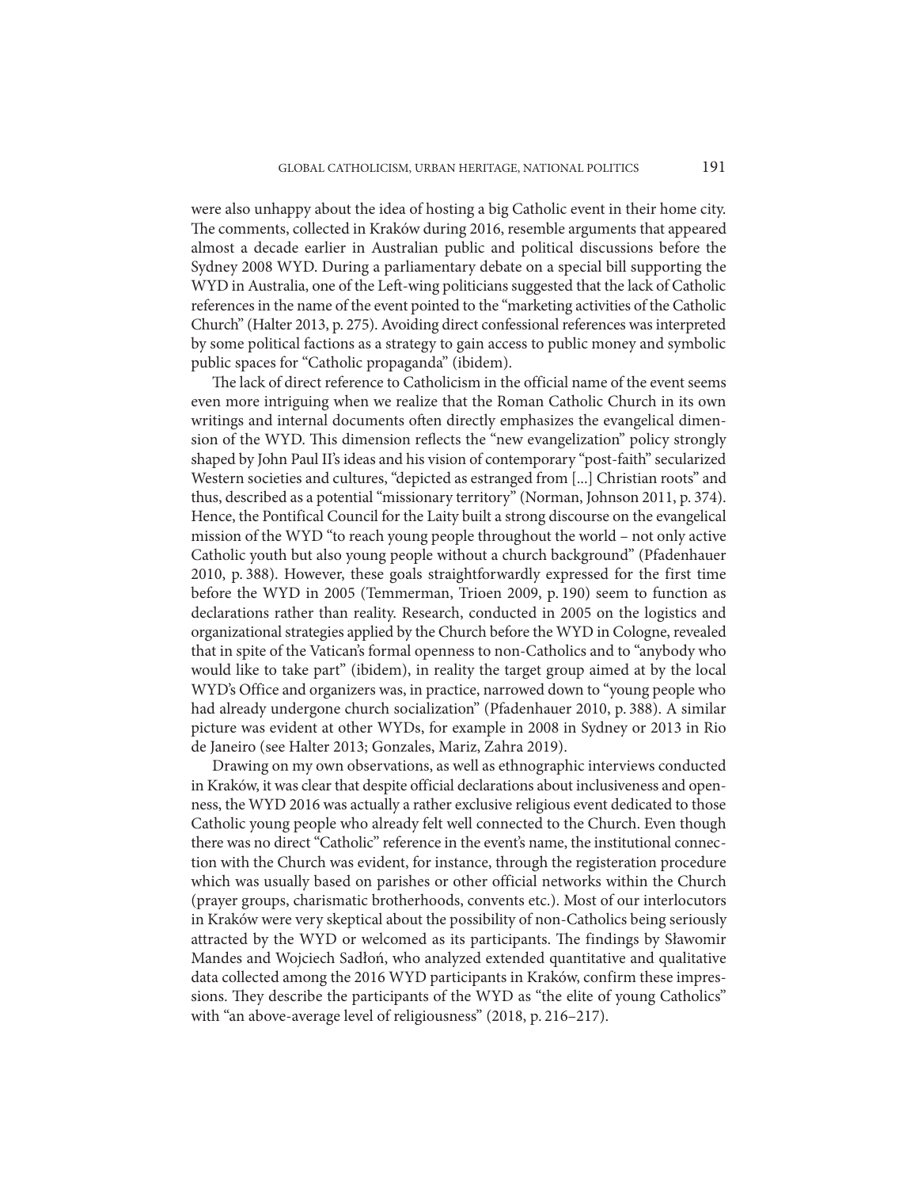were also unhappy about the idea of hosting a big Catholic event in their home city. The comments, collected in Kraków during 2016, resemble arguments that appeared almost a decade earlier in Australian public and political discussions before the Sydney 2008 WYD. During a parliamentary debate on a special bill supporting the WYD in Australia, one of the Left-wing politicians suggested that the lack of Catholic references in the name of the event pointed to the "marketing activities of the Catholic Church" (Halter 2013, p. 275). Avoiding direct confessional references was interpreted by some political factions as a strategy to gain access to public money and symbolic public spaces for "Catholic propaganda" (ibidem).

The lack of direct reference to Catholicism in the official name of the event seems even more intriguing when we realize that the Roman Catholic Church in its own writings and internal documents often directly emphasizes the evangelical dimension of the WYD. This dimension reflects the "new evangelization" policy strongly shaped by John Paul II's ideas and his vision of contemporary "post-faith" secularized Western societies and cultures, "depicted as estranged from [...] Christian roots" and thus, described as a potential "missionary territory" (Norman, Johnson 2011, p. 374). Hence, the Pontifical Council for the Laity built a strong discourse on the evangelical mission of the WYD "to reach young people throughout the world – not only active Catholic youth but also young people without a church background" (Pfadenhauer 2010, p. 388). However, these goals straightforwardly expressed for the first time before the WYD in 2005 (Temmerman, Trioen 2009, p. 190) seem to function as declarations rather than reality. Research, conducted in 2005 on the logistics and organizational strategies applied by the Church before the WYD in Cologne, revealed that in spite of the Vatican's formal openness to non-Catholics and to "anybody who would like to take part" (ibidem), in reality the target group aimed at by the local WYD's Office and organizers was, in practice, narrowed down to "young people who had already undergone church socialization" (Pfadenhauer 2010, p. 388). A similar picture was evident at other WYDs, for example in 2008 in Sydney or 2013 in Rio de Janeiro (see Halter 2013; Gonzales, Mariz, Zahra 2019).

Drawing on my own observations, as well as ethnographic interviews conducted in Kraków, it was clear that despite official declarations about inclusiveness and openness, the WYD 2016 was actually a rather exclusive religious event dedicated to those Catholic young people who already felt well connected to the Church. Even though there was no direct "Catholic" reference in the event's name, the institutional connection with the Church was evident, for instance, through the registeration procedure which was usually based on parishes or other official networks within the Church (prayer groups, charismatic brotherhoods, convents etc.). Most of our interlocutors in Kraków were very skeptical about the possibility of non-Catholics being seriously attracted by the WYD or welcomed as its participants. The findings by Sławomir Mandes and Wojciech Sadłoń, who analyzed extended quantitative and qualitative data collected among the 2016 WYD participants in Kraków, confirm these impressions. They describe the participants of the WYD as "the elite of young Catholics" with "an above-average level of religiousness" (2018, p. 216–217).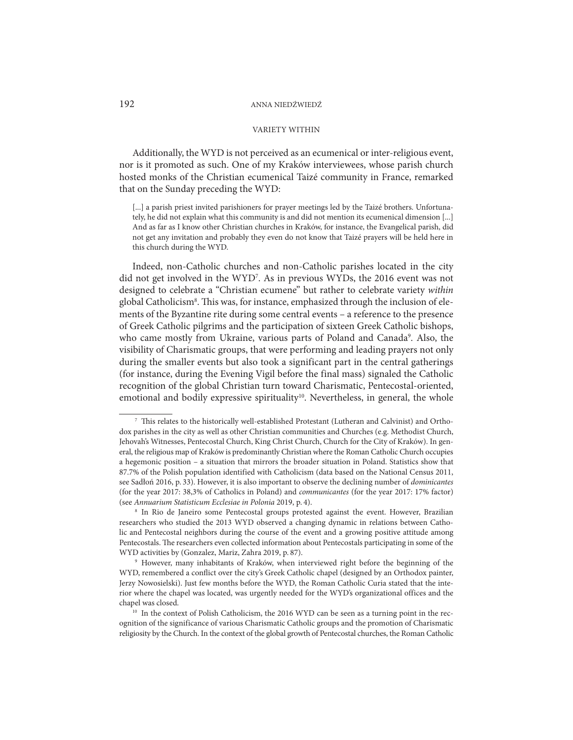## VARIETY WITHIN

Additionally, the WYD is not perceived as an ecumenical or inter-religious event, nor is it promoted as such. One of my Kraków interviewees, whose parish church hosted monks of the Christian ecumenical Taizé community in France, remarked that on the Sunday preceding the WYD:

> [...] a parish priest invited parishioners for prayer meetings led by the Taizé brothers. Unfortunately, he did not explain what this community is and did not mention its ecumenical dimension [...] And as far as I know other Christian churches in Kraków, for instance, the Evangelical parish, did not get any invitation and probably they even do not know that Taizé prayers will be held here in this church during the WYD.

Indeed, non-Catholic churches and non-Catholic parishes located in the city did not get involved in the WYD[7]. As in previous WYDs, the 2016 event was not designed to celebrate a "Christian ecumene" but rather to celebrate variety *within* global Catholicism[8]. This was, for instance, emphasized through the inclusion of elements of the Byzantine rite during some central events – a reference to the presence of Greek Catholic pilgrims and the participation of sixteen Greek Catholic bishops, who came mostly from Ukraine, various parts of Poland and Canada[9]. Also, the visibility of Charismatic groups, that were performing and leading prayers not only during the smaller events but also took a significant part in the central gatherings (for instance, during the Evening Vigil before the final mass) signaled the Catholic recognition of the global Christian turn toward Charismatic, Pentecostal-oriented, emotional and bodily expressive spirituality[10]. Nevertheless, in general, the whole

---

[7] This relates to the historically well-established Protestant (Lutheran and Calvinist) and Orthodox parishes in the city as well as other Christian communities and Churches (e.g. Methodist Church, Jehovah's Witnesses, Pentecostal Church, King Christ Church, Church for the City of Kraków). In general, the religious map of Kraków is predominantly Christian where the Roman Catholic Church occupies a hegemonic position – a situation that mirrors the broader situation in Poland. Statistics show that 87.7% of the Polish population identified with Catholicism (data based on the National Census 2011, see Sadłoń 2016, p. 33). However, it is also important to observe the declining number of *dominicantes* (for the year 2017: 38,3% of Catholics in Poland) and *communicantes* (for the year 2017: 17% factor) (see *Annuarium Statisticum Ecclesiae in Polonia* 2019, p. 4).

[8] In Rio de Janeiro some Pentecostal groups protested against the event. However, Brazilian researchers who studied the 2013 WYD observed a changing dynamic in relations between Catholic and Pentecostal neighbors during the course of the event and a growing positive attitude among Pentecostals. The researchers even collected information about Pentecostals participating in some of the WYD activities by (Gonzalez, Mariz, Zahra 2019, p. 87).

[9] However, many inhabitants of Kraków, when interviewed right before the beginning of the WYD, remembered a conflict over the city's Greek Catholic chapel (designed by an Orthodox painter, Jerzy Nowosielski). Just few months before the WYD, the Roman Catholic Curia stated that the interior where the chapel was located, was urgently needed for the WYD's organizational offices and the chapel was closed.

[10] In the context of Polish Catholicism, the 2016 WYD can be seen as a turning point in the recognition of the significance of various Charismatic Catholic groups and the promotion of Charismatic religiosity by the Church. In the context of the global growth of Pentecostal churches, the Roman Catholic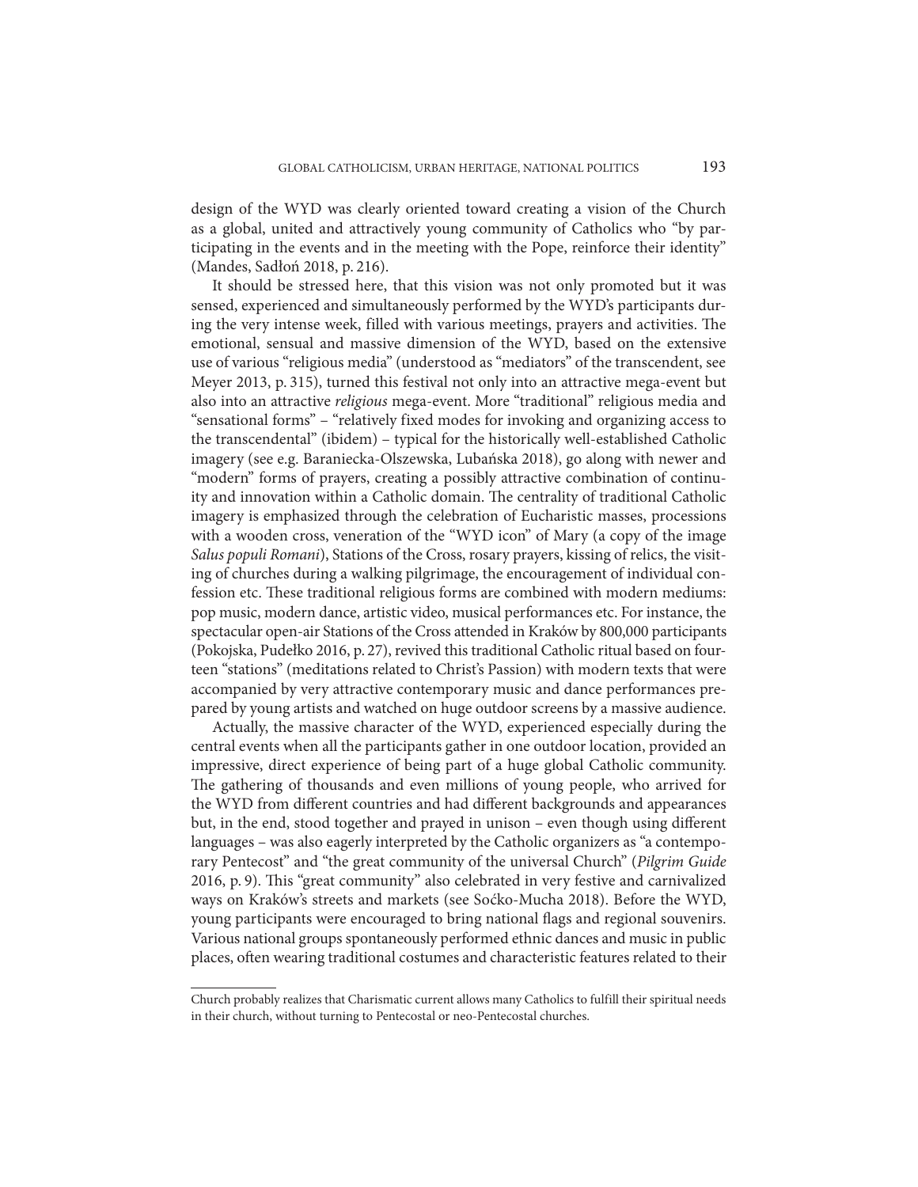design of the WYD was clearly oriented toward creating a vision of the Church as a global, united and attractively young community of Catholics who "by participating in the events and in the meeting with the Pope, reinforce their identity" (Mandes, Sadłoń 2018, p. 216).

It should be stressed here, that this vision was not only promoted but it was sensed, experienced and simultaneously performed by the WYD's participants during the very intense week, filled with various meetings, prayers and activities. The emotional, sensual and massive dimension of the WYD, based on the extensive use of various "religious media" (understood as "mediators" of the transcendent, see Meyer 2013, p. 315), turned this festival not only into an attractive mega-event but also into an attractive *religious* mega-event. More "traditional" religious media and "sensational forms" – "relatively fixed modes for invoking and organizing access to the transcendental" (ibidem) – typical for the historically well-established Catholic imagery (see e.g. Baraniecka-Olszewska, Lubańska 2018), go along with newer and "modern" forms of prayers, creating a possibly attractive combination of continuity and innovation within a Catholic domain. The centrality of traditional Catholic imagery is emphasized through the celebration of Eucharistic masses, processions with a wooden cross, veneration of the "WYD icon" of Mary (a copy of the image *Salus populi Romani*), Stations of the Cross, rosary prayers, kissing of relics, the visiting of churches during a walking pilgrimage, the encouragement of individual confession etc. These traditional religious forms are combined with modern mediums: pop music, modern dance, artistic video, musical performances etc. For instance, the spectacular open-air Stations of the Cross attended in Kraków by 800,000 participants (Pokojska, Pudełko 2016, p. 27), revived this traditional Catholic ritual based on fourteen "stations" (meditations related to Christ's Passion) with modern texts that were accompanied by very attractive contemporary music and dance performances prepared by young artists and watched on huge outdoor screens by a massive audience.

Actually, the massive character of the WYD, experienced especially during the central events when all the participants gather in one outdoor location, provided an impressive, direct experience of being part of a huge global Catholic community. The gathering of thousands and even millions of young people, who arrived for the WYD from different countries and had different backgrounds and appearances but, in the end, stood together and prayed in unison – even though using different languages – was also eagerly interpreted by the Catholic organizers as "a contemporary Pentecost" and "the great community of the universal Church" (*Pilgrim Guide* 2016, p. 9). This "great community" also celebrated in very festive and carnivalized ways on Kraków's streets and markets (see Soćko-Mucha 2018). Before the WYD, young participants were encouraged to bring national flags and regional souvenirs. Various national groups spontaneously performed ethnic dances and music in public places, often wearing traditional costumes and characteristic features related to their

---

Church probably realizes that Charismatic current allows many Catholics to fulfill their spiritual needs in their church, without turning to Pentecostal or neo-Pentecostal churches.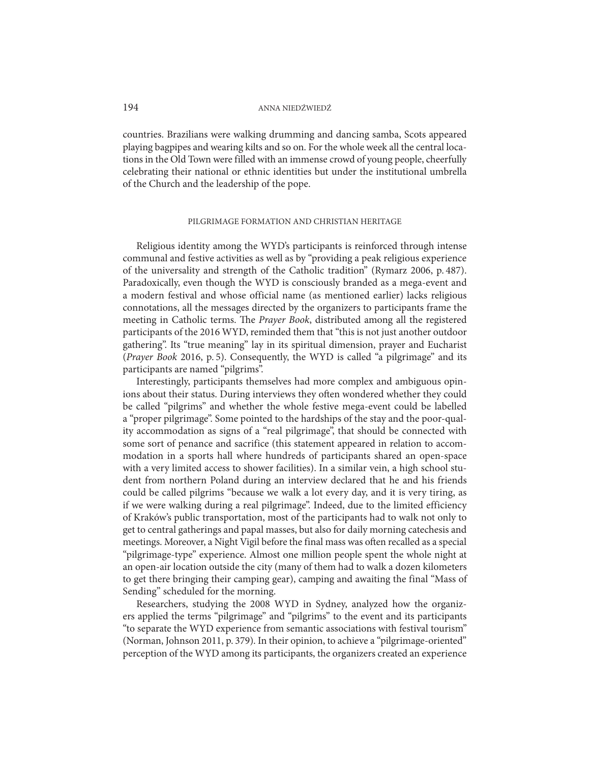countries. Brazilians were walking drumming and dancing samba, Scots appeared playing bagpipes and wearing kilts and so on. For the whole week all the central locations in the Old Town were filled with an immense crowd of young people, cheerfully celebrating their national or ethnic identities but under the institutional umbrella of the Church and the leadership of the pope.

## PILGRIMAGE FORMATION AND CHRISTIAN HERITAGE

Religious identity among the WYD's participants is reinforced through intense communal and festive activities as well as by "providing a peak religious experience of the universality and strength of the Catholic tradition" (Rymarz 2006, p. 487). Paradoxically, even though the WYD is consciously branded as a mega-event and a modern festival and whose official name (as mentioned earlier) lacks religious connotations, all the messages directed by the organizers to participants frame the meeting in Catholic terms. The *Prayer Book*, distributed among all the registered participants of the 2016 WYD, reminded them that "this is not just another outdoor gathering". Its "true meaning" lay in its spiritual dimension, prayer and Eucharist (*Prayer Book* 2016, p. 5). Consequently, the WYD is called "a pilgrimage" and its participants are named "pilgrims".

Interestingly, participants themselves had more complex and ambiguous opinions about their status. During interviews they often wondered whether they could be called "pilgrims" and whether the whole festive mega-event could be labelled a "proper pilgrimage". Some pointed to the hardships of the stay and the poor-quality accommodation as signs of a "real pilgrimage", that should be connected with some sort of penance and sacrifice (this statement appeared in relation to accommodation in a sports hall where hundreds of participants shared an open-space with a very limited access to shower facilities). In a similar vein, a high school student from northern Poland during an interview declared that he and his friends could be called pilgrims "because we walk a lot every day, and it is very tiring, as if we were walking during a real pilgrimage". Indeed, due to the limited efficiency of Kraków's public transportation, most of the participants had to walk not only to get to central gatherings and papal masses, but also for daily morning catechesis and meetings. Moreover, a Night Vigil before the final mass was often recalled as a special "pilgrimage-type" experience. Almost one million people spent the whole night at an open-air location outside the city (many of them had to walk a dozen kilometers to get there bringing their camping gear), camping and awaiting the final "Mass of Sending" scheduled for the morning.

Researchers, studying the 2008 WYD in Sydney, analyzed how the organizers applied the terms "pilgrimage" and "pilgrims" to the event and its participants "to separate the WYD experience from semantic associations with festival tourism" (Norman, Johnson 2011, p. 379). In their opinion, to achieve a "pilgrimage-oriented" perception of the WYD among its participants, the organizers created an experience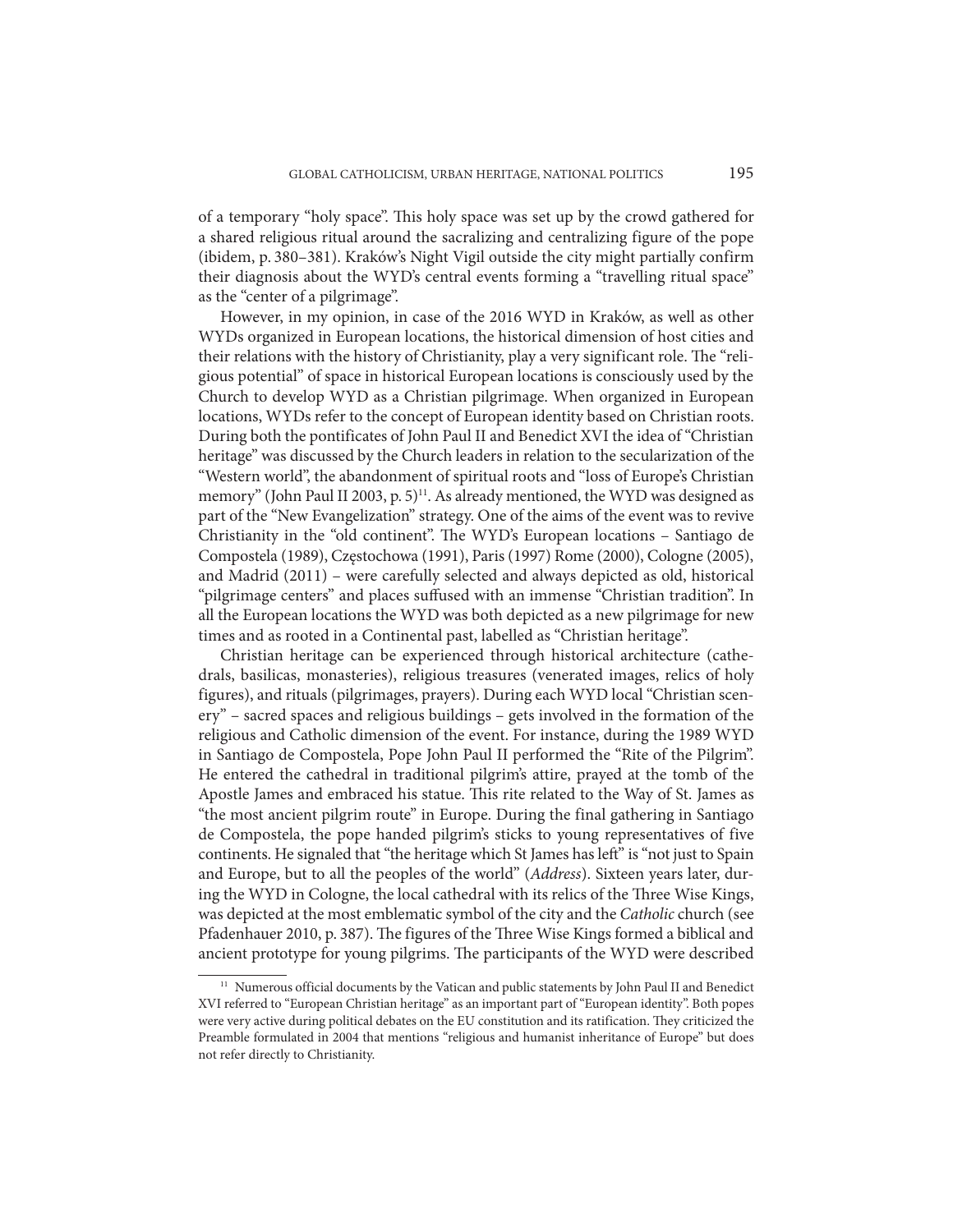of a temporary "holy space". This holy space was set up by the crowd gathered for a shared religious ritual around the sacralizing and centralizing figure of the pope (ibidem, p. 380–381). Kraków's Night Vigil outside the city might partially confirm their diagnosis about the WYD's central events forming a "travelling ritual space" as the "center of a pilgrimage".

However, in my opinion, in case of the 2016 WYD in Kraków, as well as other WYDs organized in European locations, the historical dimension of host cities and their relations with the history of Christianity, play a very significant role. The "religious potential" of space in historical European locations is consciously used by the Church to develop WYD as a Christian pilgrimage. When organized in European locations, WYDs refer to the concept of European identity based on Christian roots. During both the pontificates of John Paul II and Benedict XVI the idea of "Christian heritage" was discussed by the Church leaders in relation to the secularization of the "Western world", the abandonment of spiritual roots and "loss of Europe's Christian memory" (John Paul II 2003, p. 5)[11]. As already mentioned, the WYD was designed as part of the "New Evangelization" strategy. One of the aims of the event was to revive Christianity in the "old continent". The WYD's European locations – Santiago de Compostela (1989), Częstochowa (1991), Paris (1997) Rome (2000), Cologne (2005), and Madrid (2011) – were carefully selected and always depicted as old, historical "pilgrimage centers" and places suffused with an immense "Christian tradition". In all the European locations the WYD was both depicted as a new pilgrimage for new times and as rooted in a Continental past, labelled as "Christian heritage".

Christian heritage can be experienced through historical architecture (cathedrals, basilicas, monasteries), religious treasures (venerated images, relics of holy figures), and rituals (pilgrimages, prayers). During each WYD local "Christian scenery" – sacred spaces and religious buildings – gets involved in the formation of the religious and Catholic dimension of the event. For instance, during the 1989 WYD in Santiago de Compostela, Pope John Paul II performed the "Rite of the Pilgrim". He entered the cathedral in traditional pilgrim's attire, prayed at the tomb of the Apostle James and embraced his statue. This rite related to the Way of St. James as "the most ancient pilgrim route" in Europe. During the final gathering in Santiago de Compostela, the pope handed pilgrim's sticks to young representatives of five continents. He signaled that "the heritage which St James has left" is "not just to Spain and Europe, but to all the peoples of the world" (*Address*). Sixteen years later, during the WYD in Cologne, the local cathedral with its relics of the Three Wise Kings, was depicted at the most emblematic symbol of the city and the *Catholic* church (see Pfadenhauer 2010, p. 387). The figures of the Three Wise Kings formed a biblical and ancient prototype for young pilgrims. The participants of the WYD were described

[11] Numerous official documents by the Vatican and public statements by John Paul II and Benedict XVI referred to "European Christian heritage" as an important part of "European identity". Both popes were very active during political debates on the EU constitution and its ratification. They criticized the Preamble formulated in 2004 that mentions "religious and humanist inheritance of Europe" but does not refer directly to Christianity.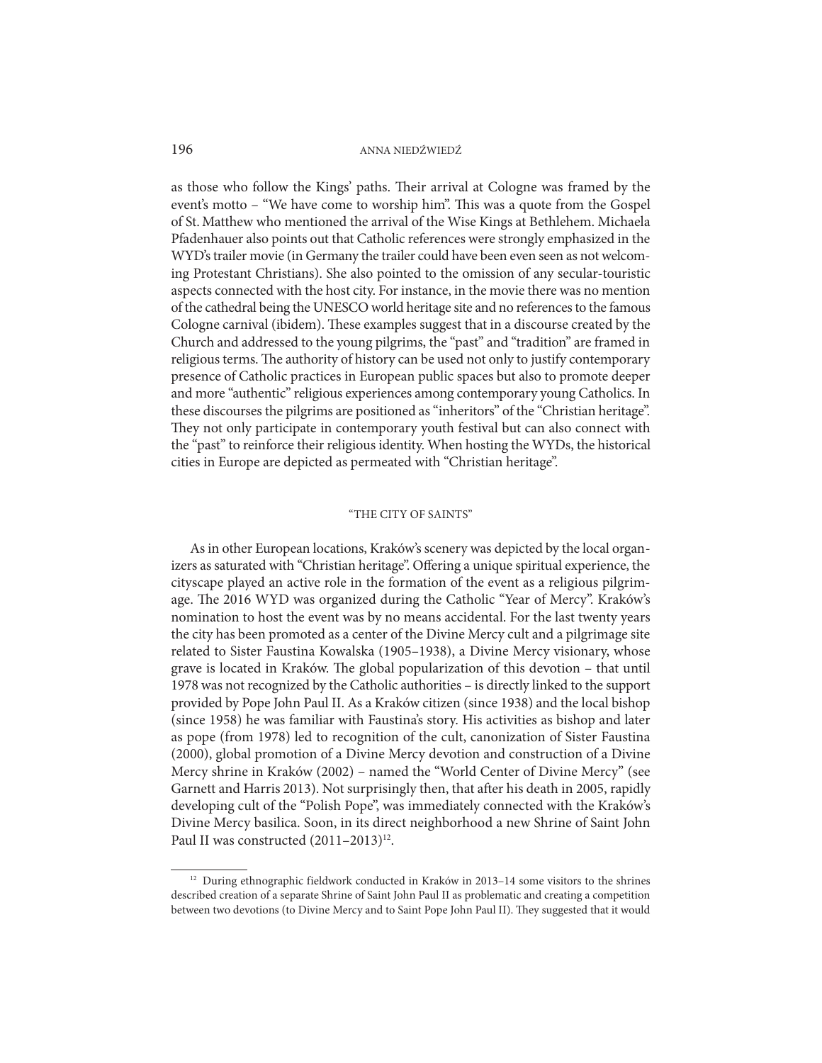as those who follow the Kings' paths. Their arrival at Cologne was framed by the event's motto – "We have come to worship him". This was a quote from the Gospel of St. Matthew who mentioned the arrival of the Wise Kings at Bethlehem. Michaela Pfadenhauer also points out that Catholic references were strongly emphasized in the WYD's trailer movie (in Germany the trailer could have been even seen as not welcoming Protestant Christians). She also pointed to the omission of any secular-touristic aspects connected with the host city. For instance, in the movie there was no mention of the cathedral being the UNESCO world heritage site and no references to the famous Cologne carnival (ibidem). These examples suggest that in a discourse created by the Church and addressed to the young pilgrims, the "past" and "tradition" are framed in religious terms. The authority of history can be used not only to justify contemporary presence of Catholic practices in European public spaces but also to promote deeper and more "authentic" religious experiences among contemporary young Catholics. In these discourses the pilgrims are positioned as "inheritors" of the "Christian heritage". They not only participate in contemporary youth festival but can also connect with the "past" to reinforce their religious identity. When hosting the WYDs, the historical cities in Europe are depicted as permeated with "Christian heritage".

## "THE CITY OF SAINTS"

As in other European locations, Kraków's scenery was depicted by the local organizers as saturated with "Christian heritage". Offering a unique spiritual experience, the cityscape played an active role in the formation of the event as a religious pilgrimage. The 2016 WYD was organized during the Catholic "Year of Mercy". Kraków's nomination to host the event was by no means accidental. For the last twenty years the city has been promoted as a center of the Divine Mercy cult and a pilgrimage site related to Sister Faustina Kowalska (1905–1938), a Divine Mercy visionary, whose grave is located in Kraków. The global popularization of this devotion – that until 1978 was not recognized by the Catholic authorities – is directly linked to the support provided by Pope John Paul II. As a Kraków citizen (since 1938) and the local bishop (since 1958) he was familiar with Faustina's story. His activities as bishop and later as pope (from 1978) led to recognition of the cult, canonization of Sister Faustina (2000), global promotion of a Divine Mercy devotion and construction of a Divine Mercy shrine in Kraków (2002) – named the "World Center of Divine Mercy" (see Garnett and Harris 2013). Not surprisingly then, that after his death in 2005, rapidly developing cult of the "Polish Pope", was immediately connected with the Kraków's Divine Mercy basilica. Soon, in its direct neighborhood a new Shrine of Saint John Paul II was constructed (2011–2013)[12].

[12] During ethnographic fieldwork conducted in Kraków in 2013–14 some visitors to the shrines described creation of a separate Shrine of Saint John Paul II as problematic and creating a competition between two devotions (to Divine Mercy and to Saint Pope John Paul II). They suggested that it would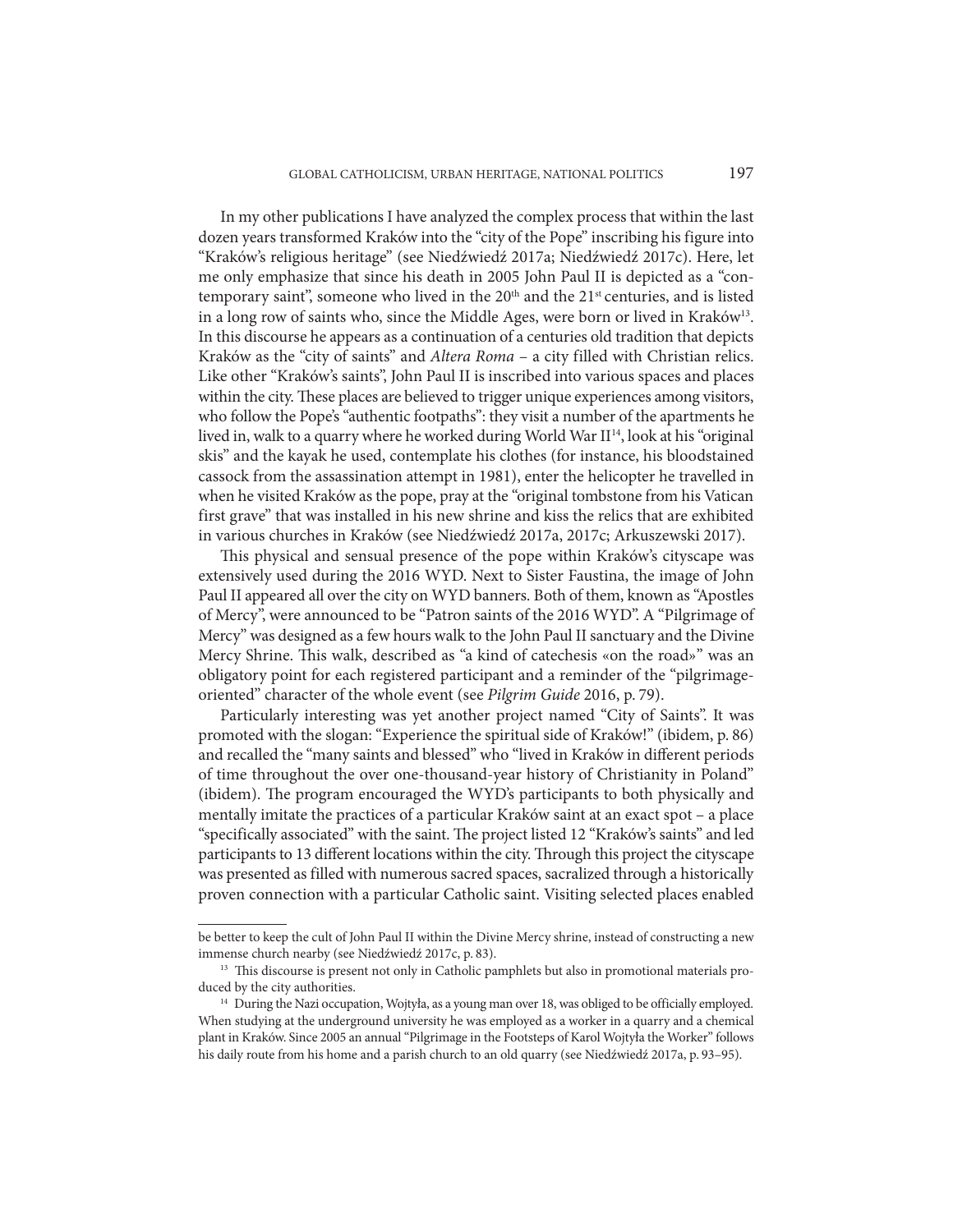In my other publications I have analyzed the complex process that within the last dozen years transformed Kraków into the "city of the Pope" inscribing his figure into "Kraków's religious heritage" (see Niedźwiedź 2017a; Niedźwiedź 2017c). Here, let me only emphasize that since his death in 2005 John Paul II is depicted as a "contemporary saint", someone who lived in the 20th and the 21st centuries, and is listed in a long row of saints who, since the Middle Ages, were born or lived in Kraków[13]. In this discourse he appears as a continuation of a centuries old tradition that depicts Kraków as the "city of saints" and *Altera Roma* – a city filled with Christian relics. Like other "Kraków's saints", John Paul II is inscribed into various spaces and places within the city. These places are believed to trigger unique experiences among visitors, who follow the Pope's "authentic footpaths": they visit a number of the apartments he lived in, walk to a quarry where he worked during World War II[14], look at his "original skis" and the kayak he used, contemplate his clothes (for instance, his bloodstained cassock from the assassination attempt in 1981), enter the helicopter he travelled in when he visited Kraków as the pope, pray at the "original tombstone from his Vatican first grave" that was installed in his new shrine and kiss the relics that are exhibited in various churches in Kraków (see Niedźwiedź 2017a, 2017c; Arkuszewski 2017).

This physical and sensual presence of the pope within Kraków's cityscape was extensively used during the 2016 WYD. Next to Sister Faustina, the image of John Paul II appeared all over the city on WYD banners. Both of them, known as "Apostles of Mercy", were announced to be "Patron saints of the 2016 WYD". A "Pilgrimage of Mercy" was designed as a few hours walk to the John Paul II sanctuary and the Divine Mercy Shrine. This walk, described as "a kind of catechesis «on the road»" was an obligatory point for each registered participant and a reminder of the "pilgrimage-oriented" character of the whole event (see *Pilgrim Guide* 2016, p. 79).

Particularly interesting was yet another project named "City of Saints". It was promoted with the slogan: "Experience the spiritual side of Kraków!" (ibidem, p. 86) and recalled the "many saints and blessed" who "lived in Kraków in different periods of time throughout the over one-thousand-year history of Christianity in Poland" (ibidem). The program encouraged the WYD's participants to both physically and mentally imitate the practices of a particular Kraków saint at an exact spot – a place "specifically associated" with the saint. The project listed 12 "Kraków's saints" and led participants to 13 different locations within the city. Through this project the cityscape was presented as filled with numerous sacred spaces, sacralized through a historically proven connection with a particular Catholic saint. Visiting selected places enabled

---

be better to keep the cult of John Paul II within the Divine Mercy shrine, instead of constructing a new immense church nearby (see Niedźwiedź 2017c, p. 83).

[13] This discourse is present not only in Catholic pamphlets but also in promotional materials produced by the city authorities.

[14] During the Nazi occupation, Wojtyła, as a young man over 18, was obliged to be officially employed. When studying at the underground university he was employed as a worker in a quarry and a chemical plant in Kraków. Since 2005 an annual "Pilgrimage in the Footsteps of Karol Wojtyła the Worker" follows his daily route from his home and a parish church to an old quarry (see Niedźwiedź 2017a, p. 93–95).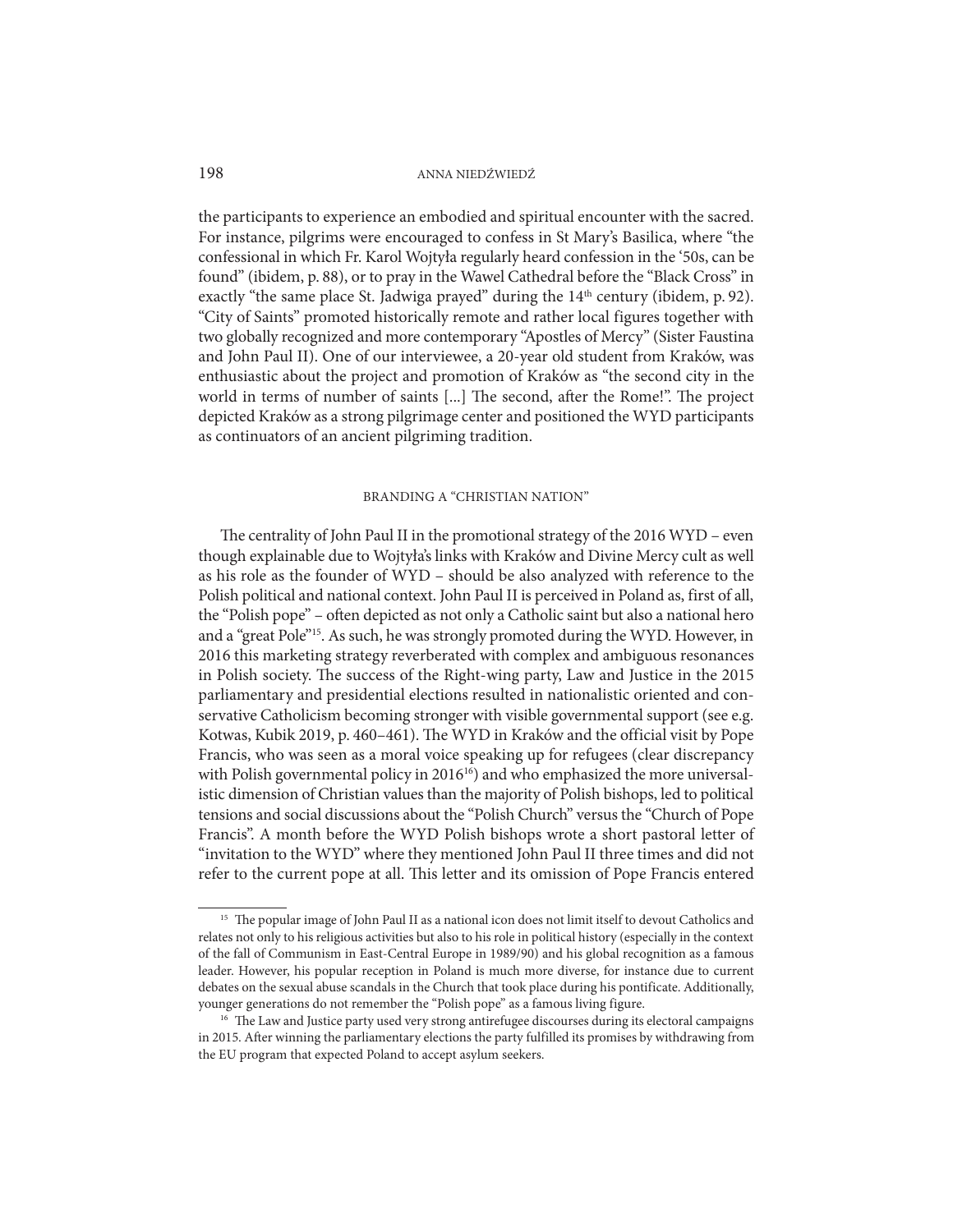the participants to experience an embodied and spiritual encounter with the sacred. For instance, pilgrims were encouraged to confess in St Mary's Basilica, where "the confessional in which Fr. Karol Wojtyła regularly heard confession in the '50s, can be found" (ibidem, p. 88), or to pray in the Wawel Cathedral before the "Black Cross" in exactly "the same place St. Jadwiga prayed" during the 14th century (ibidem, p. 92). "City of Saints" promoted historically remote and rather local figures together with two globally recognized and more contemporary "Apostles of Mercy" (Sister Faustina and John Paul II). One of our interviewee, a 20-year old student from Kraków, was enthusiastic about the project and promotion of Kraków as "the second city in the world in terms of number of saints [...] The second, after the Rome!". The project depicted Kraków as a strong pilgrimage center and positioned the WYD participants as continuators of an ancient pilgriming tradition.

## BRANDING A "CHRISTIAN NATION"

The centrality of John Paul II in the promotional strategy of the 2016 WYD – even though explainable due to Wojtyła's links with Kraków and Divine Mercy cult as well as his role as the founder of WYD – should be also analyzed with reference to the Polish political and national context. John Paul II is perceived in Poland as, first of all, the "Polish pope" – often depicted as not only a Catholic saint but also a national hero and a "great Pole"[15]. As such, he was strongly promoted during the WYD. However, in 2016 this marketing strategy reverberated with complex and ambiguous resonances in Polish society. The success of the Right-wing party, Law and Justice in the 2015 parliamentary and presidential elections resulted in nationalistic oriented and conservative Catholicism becoming stronger with visible governmental support (see e.g. Kotwas, Kubik 2019, p. 460–461). The WYD in Kraków and the official visit by Pope Francis, who was seen as a moral voice speaking up for refugees (clear discrepancy with Polish governmental policy in 2016[16]) and who emphasized the more universalistic dimension of Christian values than the majority of Polish bishops, led to political tensions and social discussions about the "Polish Church" versus the "Church of Pope Francis". A month before the WYD Polish bishops wrote a short pastoral letter of "invitation to the WYD" where they mentioned John Paul II three times and did not refer to the current pope at all. This letter and its omission of Pope Francis entered

---

[15] The popular image of John Paul II as a national icon does not limit itself to devout Catholics and relates not only to his religious activities but also to his role in political history (especially in the context of the fall of Communism in East-Central Europe in 1989/90) and his global recognition as a famous leader. However, his popular reception in Poland is much more diverse, for instance due to current debates on the sexual abuse scandals in the Church that took place during his pontificate. Additionally, younger generations do not remember the "Polish pope" as a famous living figure.

[16] The Law and Justice party used very strong antirefugee discourses during its electoral campaigns in 2015. After winning the parliamentary elections the party fulfilled its promises by withdrawing from the EU program that expected Poland to accept asylum seekers.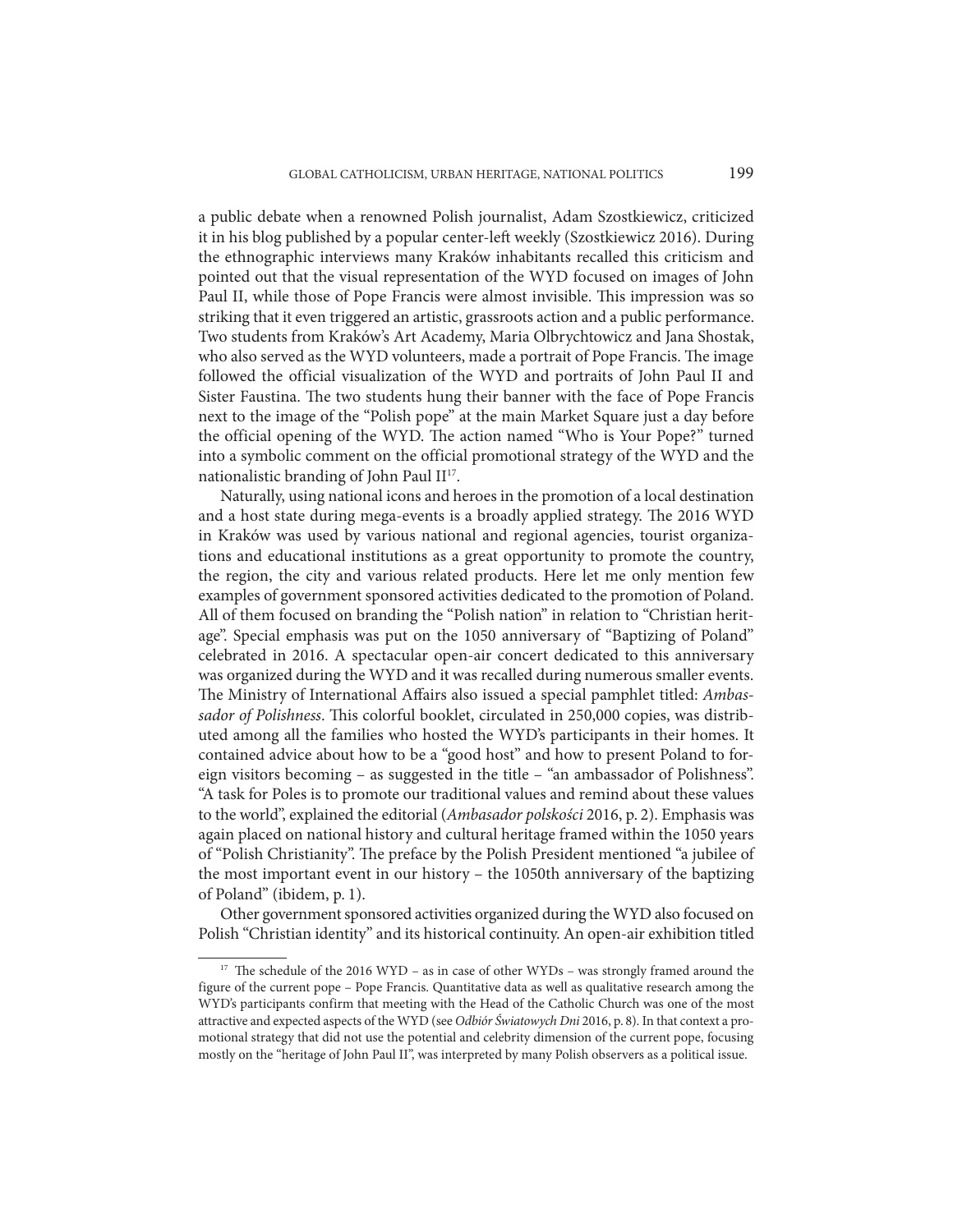a public debate when a renowned Polish journalist, Adam Szostkiewicz, criticized it in his blog published by a popular center-left weekly (Szostkiewicz 2016). During the ethnographic interviews many Kraków inhabitants recalled this criticism and pointed out that the visual representation of the WYD focused on images of John Paul II, while those of Pope Francis were almost invisible. This impression was so striking that it even triggered an artistic, grassroots action and a public performance. Two students from Kraków's Art Academy, Maria Olbrychtowicz and Jana Shostak, who also served as the WYD volunteers, made a portrait of Pope Francis. The image followed the official visualization of the WYD and portraits of John Paul II and Sister Faustina. The two students hung their banner with the face of Pope Francis next to the image of the "Polish pope" at the main Market Square just a day before the official opening of the WYD. The action named "Who is Your Pope?" turned into a symbolic comment on the official promotional strategy of the WYD and the nationalistic branding of John Paul II[17].

Naturally, using national icons and heroes in the promotion of a local destination and a host state during mega-events is a broadly applied strategy. The 2016 WYD in Kraków was used by various national and regional agencies, tourist organizations and educational institutions as a great opportunity to promote the country, the region, the city and various related products. Here let me only mention few examples of government sponsored activities dedicated to the promotion of Poland. All of them focused on branding the "Polish nation" in relation to "Christian heritage". Special emphasis was put on the 1050 anniversary of "Baptizing of Poland" celebrated in 2016. A spectacular open-air concert dedicated to this anniversary was organized during the WYD and it was recalled during numerous smaller events. The Ministry of International Affairs also issued a special pamphlet titled: *Ambassador of Polishness*. This colorful booklet, circulated in 250,000 copies, was distributed among all the families who hosted the WYD's participants in their homes. It contained advice about how to be a "good host" and how to present Poland to foreign visitors becoming – as suggested in the title – "an ambassador of Polishness". "A task for Poles is to promote our traditional values and remind about these values to the world", explained the editorial (*Ambasador polskości* 2016, p. 2). Emphasis was again placed on national history and cultural heritage framed within the 1050 years of "Polish Christianity". The preface by the Polish President mentioned "a jubilee of the most important event in our history – the 1050th anniversary of the baptizing of Poland" (ibidem, p. 1).

Other government sponsored activities organized during the WYD also focused on Polish "Christian identity" and its historical continuity. An open-air exhibition titled

---

[17] The schedule of the 2016 WYD – as in case of other WYDs – was strongly framed around the figure of the current pope – Pope Francis. Quantitative data as well as qualitative research among the WYD's participants confirm that meeting with the Head of the Catholic Church was one of the most attractive and expected aspects of the WYD (see *Odbiór Światowych Dni* 2016, p. 8). In that context a promotional strategy that did not use the potential and celebrity dimension of the current pope, focusing mostly on the "heritage of John Paul II", was interpreted by many Polish observers as a political issue.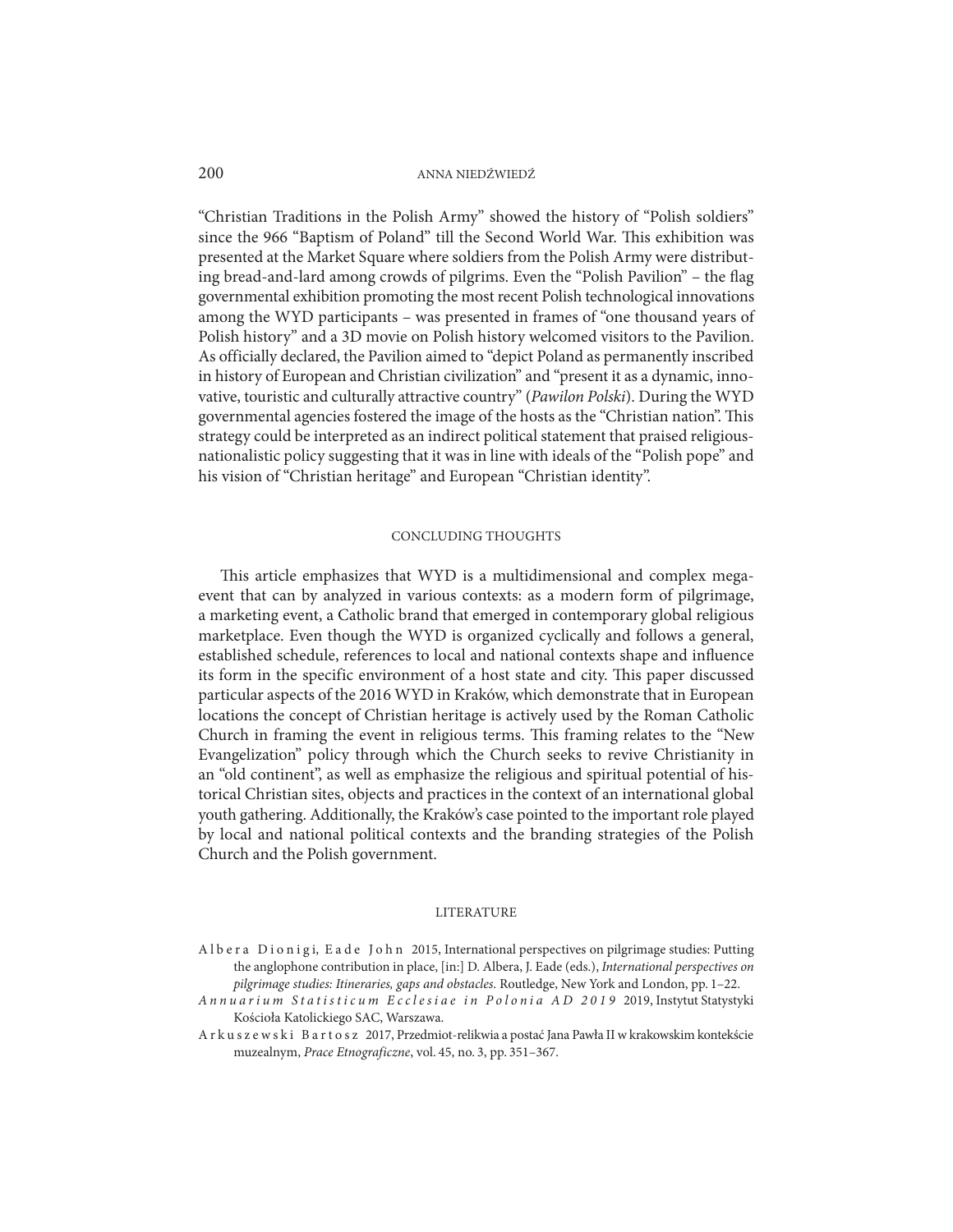"Christian Traditions in the Polish Army" showed the history of "Polish soldiers" since the 966 "Baptism of Poland" till the Second World War. This exhibition was presented at the Market Square where soldiers from the Polish Army were distributing bread-and-lard among crowds of pilgrims. Even the "Polish Pavilion" – the flag governmental exhibition promoting the most recent Polish technological innovations among the WYD participants – was presented in frames of "one thousand years of Polish history" and a 3D movie on Polish history welcomed visitors to the Pavilion. As officially declared, the Pavilion aimed to "depict Poland as permanently inscribed in history of European and Christian civilization" and "present it as a dynamic, innovative, touristic and culturally attractive country" (*Pawilon Polski*). During the WYD governmental agencies fostered the image of the hosts as the "Christian nation". This strategy could be interpreted as an indirect political statement that praised religious-nationalistic policy suggesting that it was in line with ideals of the "Polish pope" and his vision of "Christian heritage" and European "Christian identity".

## CONCLUDING THOUGHTS

This article emphasizes that WYD is a multidimensional and complex mega-event that can by analyzed in various contexts: as a modern form of pilgrimage, a marketing event, a Catholic brand that emerged in contemporary global religious marketplace. Even though the WYD is organized cyclically and follows a general, established schedule, references to local and national contexts shape and influence its form in the specific environment of a host state and city. This paper discussed particular aspects of the 2016 WYD in Kraków, which demonstrate that in European locations the concept of Christian heritage is actively used by the Roman Catholic Church in framing the event in religious terms. This framing relates to the "New Evangelization" policy through which the Church seeks to revive Christianity in an "old continent", as well as emphasize the religious and spiritual potential of historical Christian sites, objects and practices in the context of an international global youth gathering. Additionally, the Kraków's case pointed to the important role played by local and national political contexts and the branding strategies of the Polish Church and the Polish government.

## LITERATURE

Albera Dionigi, Eade John 2015, International perspectives on pilgrimage studies: Putting the anglophone contribution in place, [in:] D. Albera, J. Eade (eds.), *International perspectives on pilgrimage studies: Itineraries, gaps and obstacles*. Routledge, New York and London, pp. 1–22.

*Annuarium Statisticum Ecclesiae in Polonia AD 2019* 2019, Instytut Statystyki Kościoła Katolickiego SAC, Warszawa.

Arkuszewski Bartosz 2017, Przedmiot-relikwia a postać Jana Pawła II w krakowskim kontekście muzealnym, *Prace Etnograficzne*, vol. 45, no. 3, pp. 351–367.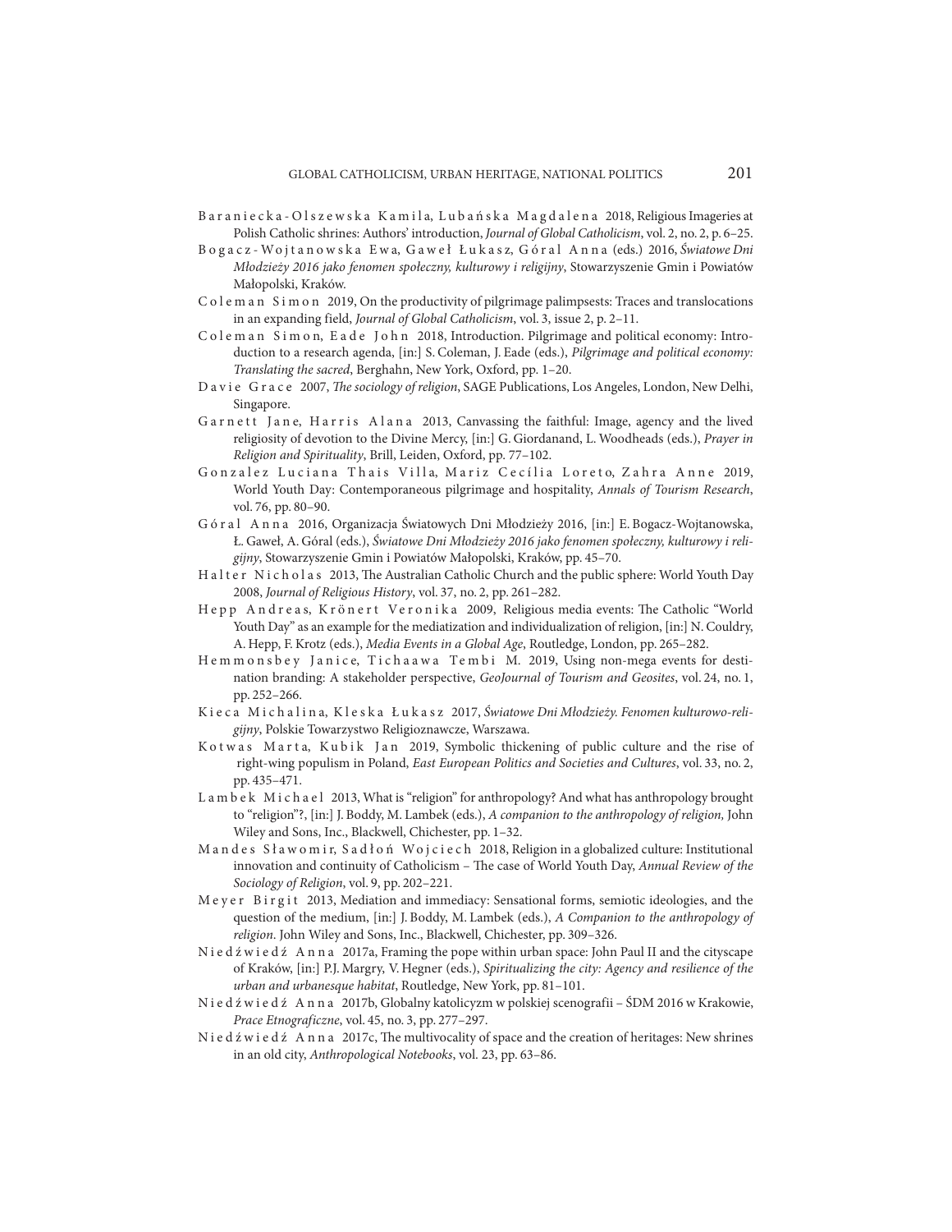Baraniecka-Olszewska Kamila, Lubańska Magdalena 2018, Religious Imageries at Polish Catholic shrines: Authors' introduction, *Journal of Global Catholicism*, vol. 2, no. 2, p. 6–25.

Bogacz-Wojtanowska Ewa, Gaweł Łukasz, Góral Anna (eds.) 2016, *Światowe Dni Młodzieży 2016 jako fenomen społeczny, kulturowy i religijny*, Stowarzyszenie Gmin i Powiatów Małopolski, Kraków.

Coleman Simon 2019, On the productivity of pilgrimage palimpsests: Traces and translocations in an expanding field, *Journal of Global Catholicism*, vol. 3, issue 2, p. 2–11.

Coleman Simon, Eade John 2018, Introduction. Pilgrimage and political economy: Introduction to a research agenda, [in:] S. Coleman, J. Eade (eds.), *Pilgrimage and political economy: Translating the sacred*, Berghahn, New York, Oxford, pp. 1–20.

Davie Grace 2007, *The sociology of religion*, SAGE Publications, Los Angeles, London, New Delhi, Singapore.

Garnett Jane, Harris Alana 2013, Canvassing the faithful: Image, agency and the lived religiosity of devotion to the Divine Mercy, [in:] G. Giordanand, L. Woodheads (eds.), *Prayer in Religion and Spirituality*, Brill, Leiden, Oxford, pp. 77–102.

Gonzalez Luciana Thais Villa, Mariz Cecília Loreto, Zahra Anne 2019, World Youth Day: Contemporaneous pilgrimage and hospitality, *Annals of Tourism Research*, vol. 76, pp. 80–90.

Góral Anna 2016, Organizacja Światowych Dni Młodzieży 2016, [in:] E. Bogacz-Wojtanowska, Ł. Gaweł, A. Góral (eds.), *Światowe Dni Młodzieży 2016 jako fenomen społeczny, kulturowy i religijny*, Stowarzyszenie Gmin i Powiatów Małopolski, Kraków, pp. 45–70.

Halter Nicholas 2013, The Australian Catholic Church and the public sphere: World Youth Day 2008, *Journal of Religious History*, vol. 37, no. 2, pp. 261–282.

Hepp Andreas, Krönert Veronika 2009, Religious media events: The Catholic "World Youth Day" as an example for the mediatization and individualization of religion, [in:] N. Couldry, A. Hepp, F. Krotz (eds.), *Media Events in a Global Age*, Routledge, London, pp. 265–282.

Hemmonsbey Janice, Tichaawa Tembi M. 2019, Using non-mega events for destination branding: A stakeholder perspective, *GeoJournal of Tourism and Geosites*, vol. 24, no. 1, pp. 252–266.

Kieca Michalina, Kleska Łukasz 2017, *Światowe Dni Młodzieży. Fenomen kulturowo-religijny*, Polskie Towarzystwo Religioznawcze, Warszawa.

Kotwas Marta, Kubik Jan 2019, Symbolic thickening of public culture and the rise of right-wing populism in Poland, *East European Politics and Societies and Cultures*, vol. 33, no. 2, pp. 435–471.

Lambek Michael 2013, What is "religion" for anthropology? And what has anthropology brought to "religion"?, [in:] J. Boddy, M. Lambek (eds.), *A companion to the anthropology of religion,* John Wiley and Sons, Inc., Blackwell, Chichester, pp. 1–32.

Mandes Sławomir, Sadłoń Wojciech 2018, Religion in a globalized culture: Institutional innovation and continuity of Catholicism – The case of World Youth Day, *Annual Review of the Sociology of Religion*, vol. 9, pp. 202–221.

Meyer Birgit 2013, Mediation and immediacy: Sensational forms, semiotic ideologies, and the question of the medium, [in:] J. Boddy, M. Lambek (eds.), *A Companion to the anthropology of religion*. John Wiley and Sons, Inc., Blackwell, Chichester, pp. 309–326.

Niedźwiedź Anna 2017a, Framing the pope within urban space: John Paul II and the cityscape of Kraków, [in:] P.J. Margry, V. Hegner (eds.), *Spiritualizing the city: Agency and resilience of the urban and urbanesque habitat*, Routledge, New York, pp. 81–101.

Niedźwiedź Anna 2017b, Globalny katolicyzm w polskiej scenografii – ŚDM 2016 w Krakowie, *Prace Etnograficzne*, vol. 45, no. 3, pp. 277–297.

Niedźwiedź Anna 2017c, The multivocality of space and the creation of heritages: New shrines in an old city, *Anthropological Notebooks*, vol. 23, pp. 63–86.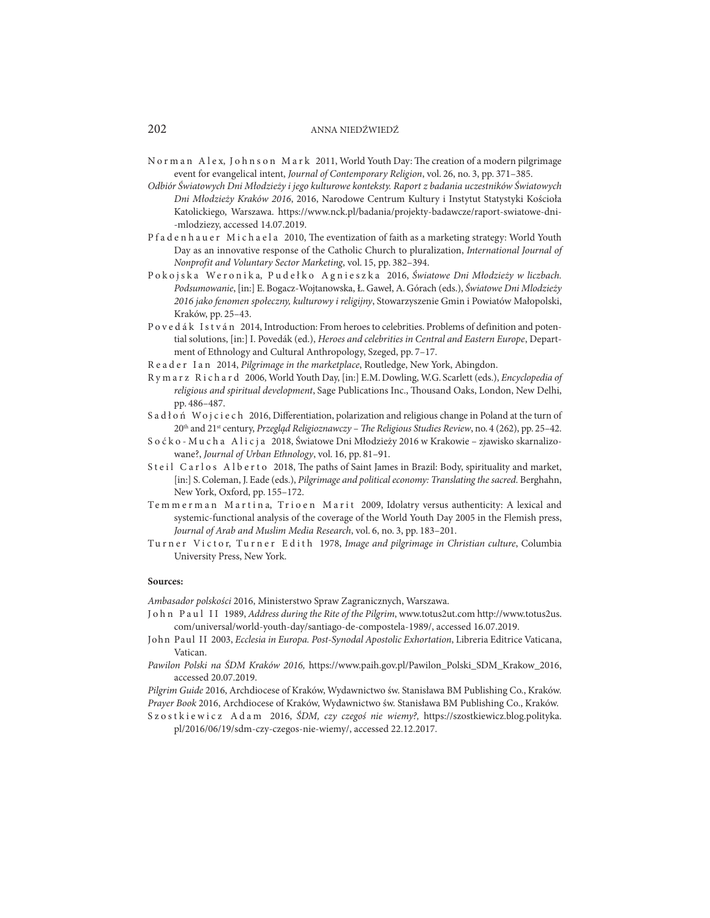Norman Alex, Johnson Mark 2011, World Youth Day: The creation of a modern pilgrimage event for evangelical intent, *Journal of Contemporary Religion*, vol. 26, no. 3, pp. 371–385.

*Odbiór Światowych Dni Młodzieży i jego kulturowe konteksty. Raport z badania uczestników Światowych Dni Młodzieży Kraków 2016*, 2016, Narodowe Centrum Kultury i Instytut Statystyki Kościoła Katolickiego, Warszawa. https://www.nck.pl/badania/projekty-badawcze/raport-swiatowe-dni--mlodziezy, accessed 14.07.2019.

Pfadenhauer Michaela 2010, The eventization of faith as a marketing strategy: World Youth Day as an innovative response of the Catholic Church to pluralization, *International Journal of Nonprofit and Voluntary Sector Marketing*, vol. 15, pp. 382–394.

Pokojska Weronika, Pudełko Agnieszka 2016, *Światowe Dni Młodzieży w liczbach. Podsumowanie*, [in:] E. Bogacz-Wojtanowska, Ł. Gaweł, A. Górach (eds.), *Światowe Dni Mlodzieży 2016 jako fenomen społeczny, kulturowy i religijny*, Stowarzyszenie Gmin i Powiatów Małopolski, Kraków, pp. 25–43.

Povedák István 2014, Introduction: From heroes to celebrities. Problems of definition and potential solutions, [in:] I. Povedák (ed.), *Heroes and celebrities in Central and Eastern Europe*, Department of Ethnology and Cultural Anthropology, Szeged, pp. 7–17.

Reader Ian 2014, *Pilgrimage in the marketplace*, Routledge, New York, Abingdon.

Rymarz Richard 2006, World Youth Day, [in:] E.M. Dowling, W.G. Scarlett (eds.), *Encyclopedia of religious and spiritual development*, Sage Publications Inc., Thousand Oaks, London, New Delhi, pp. 486–487.

Sadłoń Wojciech 2016, Differentiation, polarization and religious change in Poland at the turn of 20th and 21st century, *Przegląd Religioznawczy – The Religious Studies Review*, no. 4 (262), pp. 25–42.

Soćko-Mucha Alicja 2018, Światowe Dni Młodzieży 2016 w Krakowie – zjawisko skarnalizowane?, *Journal of Urban Ethnology*, vol. 16, pp. 81–91.

Steil Carlos Alberto 2018, The paths of Saint James in Brazil: Body, spirituality and market, [in:] S. Coleman, J. Eade (eds.), *Pilgrimage and political economy: Translating the sacred*. Berghahn, New York, Oxford, pp. 155–172.

Temmerman Martina, Trioen Marit 2009, Idolatry versus authenticity: A lexical and systemic-functional analysis of the coverage of the World Youth Day 2005 in the Flemish press, *Journal of Arab and Muslim Media Research*, vol. 6, no. 3, pp. 183–201.

Turner Victor, Turner Edith 1978, *Image and pilgrimage in Christian culture*, Columbia University Press, New York.

**Sources:**

*Ambasador polskości* 2016, Ministerstwo Spraw Zagranicznych, Warszawa.

John Paul II 1989, *Address during the Rite of the Pilgrim*, www.totus2ut.com http://www.totus2us.com/universal/world-youth-day/santiago-de-compostela-1989/, accessed 16.07.2019.

John Paul II 2003, *Ecclesia in Europa. Post-Synodal Apostolic Exhortation*, Libreria Editrice Vaticana, Vatican.

*Pawilon Polski na ŚDM Kraków 2016,* https://www.paih.gov.pl/Pawilon_Polski_SDM_Krakow_2016, accessed 20.07.2019.

*Pilgrim Guide* 2016, Archdiocese of Kraków, Wydawnictwo św. Stanisława BM Publishing Co., Kraków.

*Prayer Book* 2016, Archdiocese of Kraków, Wydawnictwo św. Stanisława BM Publishing Co., Kraków.

Szostkiewicz Adam 2016, *ŚDM, czy czegoś nie wiemy?,* https://szostkiewicz.blog.polityka.pl/2016/06/19/sdm-czy-czegos-nie-wiemy/, accessed 22.12.2017.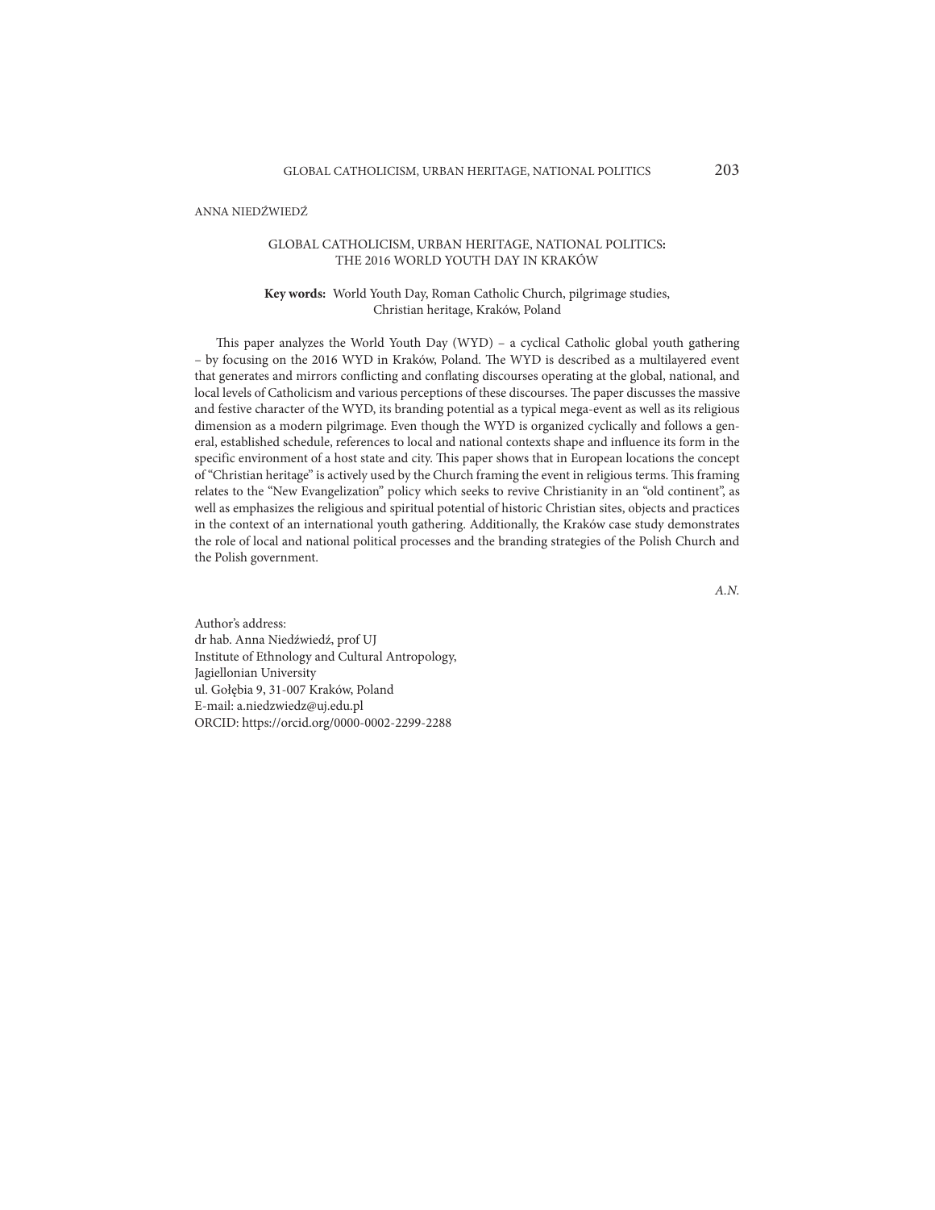ANNA NIEDŹWIEDŹ

## GLOBAL CATHOLICISM, URBAN HERITAGE, NATIONAL POLITICS: THE 2016 WORLD YOUTH DAY IN KRAKÓW

**Key words:** World Youth Day, Roman Catholic Church, pilgrimage studies, Christian heritage, Kraków, Poland

This paper analyzes the World Youth Day (WYD) – a cyclical Catholic global youth gathering – by focusing on the 2016 WYD in Kraków, Poland. The WYD is described as a multilayered event that generates and mirrors conflicting and conflating discourses operating at the global, national, and local levels of Catholicism and various perceptions of these discourses. The paper discusses the massive and festive character of the WYD, its branding potential as a typical mega-event as well as its religious dimension as a modern pilgrimage. Even though the WYD is organized cyclically and follows a general, established schedule, references to local and national contexts shape and influence its form in the specific environment of a host state and city. This paper shows that in European locations the concept of "Christian heritage" is actively used by the Church framing the event in religious terms. This framing relates to the "New Evangelization" policy which seeks to revive Christianity in an "old continent", as well as emphasizes the religious and spiritual potential of historic Christian sites, objects and practices in the context of an international youth gathering. Additionally, the Kraków case study demonstrates the role of local and national political processes and the branding strategies of the Polish Church and the Polish government.

*A.N.*

Author's address:
dr hab. Anna Niedźwiedź, prof UJ
Institute of Ethnology and Cultural Antropology,
Jagiellonian University
ul. Gołębia 9, 31-007 Kraków, Poland
E-mail: a.niedzwiedz@uj.edu.pl
ORCID: https://orcid.org/0000-0002-2299-2288